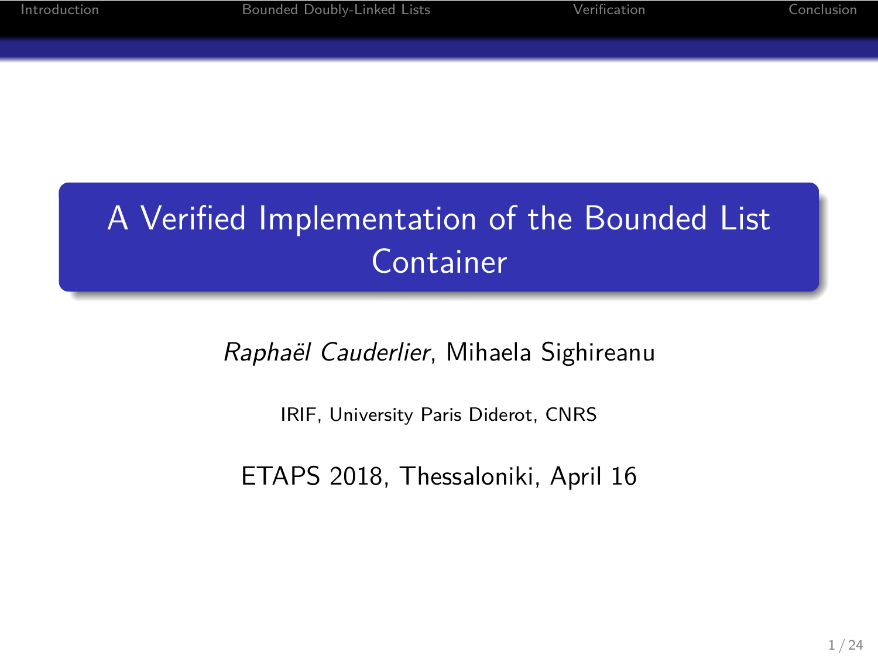# A Verified Implementation of the Bounded List Container

*Raphaël Cauderlier*, Mihaela Sighireanu

IRIF, University Paris Diderot, CNRS

ETAPS 2018, Thessaloniki, April 16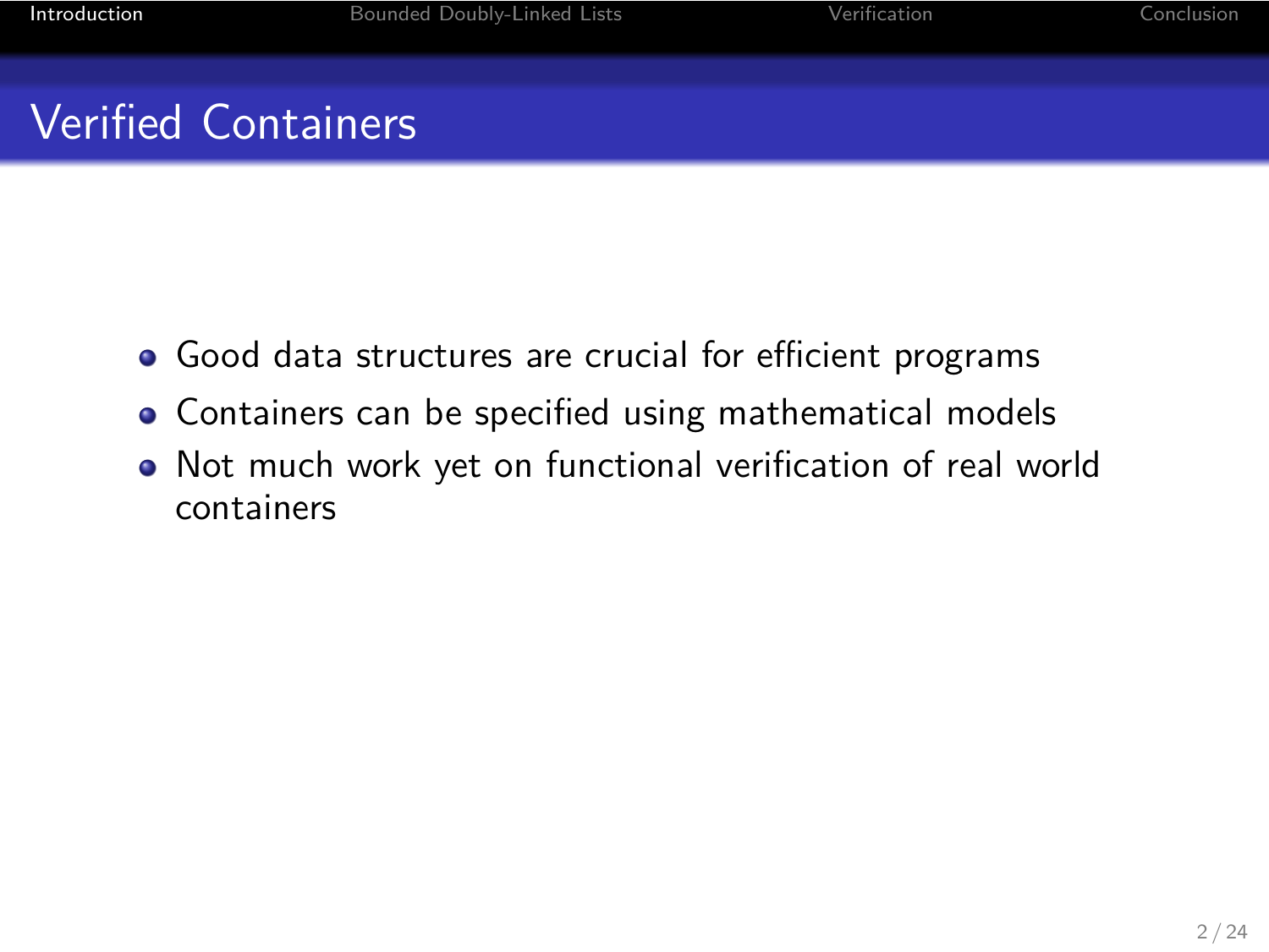# Verified Containers

- Good data structures are crucial for efficient programs
- Containers can be specified using mathematical models
- Not much work yet on functional verification of real world containers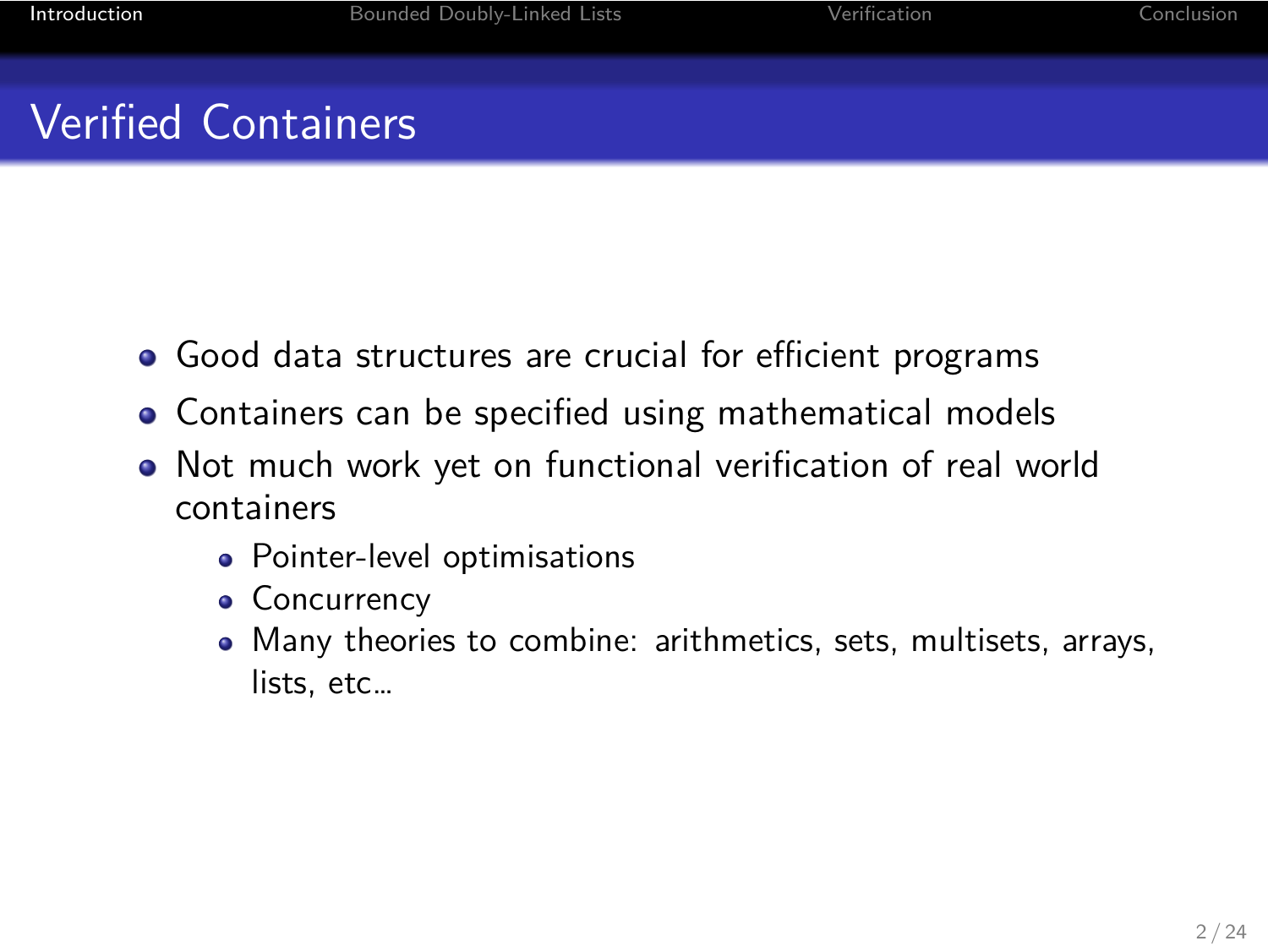# Verified Containers

- Good data structures are crucial for efficient programs
- Containers can be specified using mathematical models
- Not much work yet on functional verification of real world containers
  - Pointer-level optimisations
  - Concurrency
  - Many theories to combine: arithmetics, sets, multisets, arrays, lists, etc...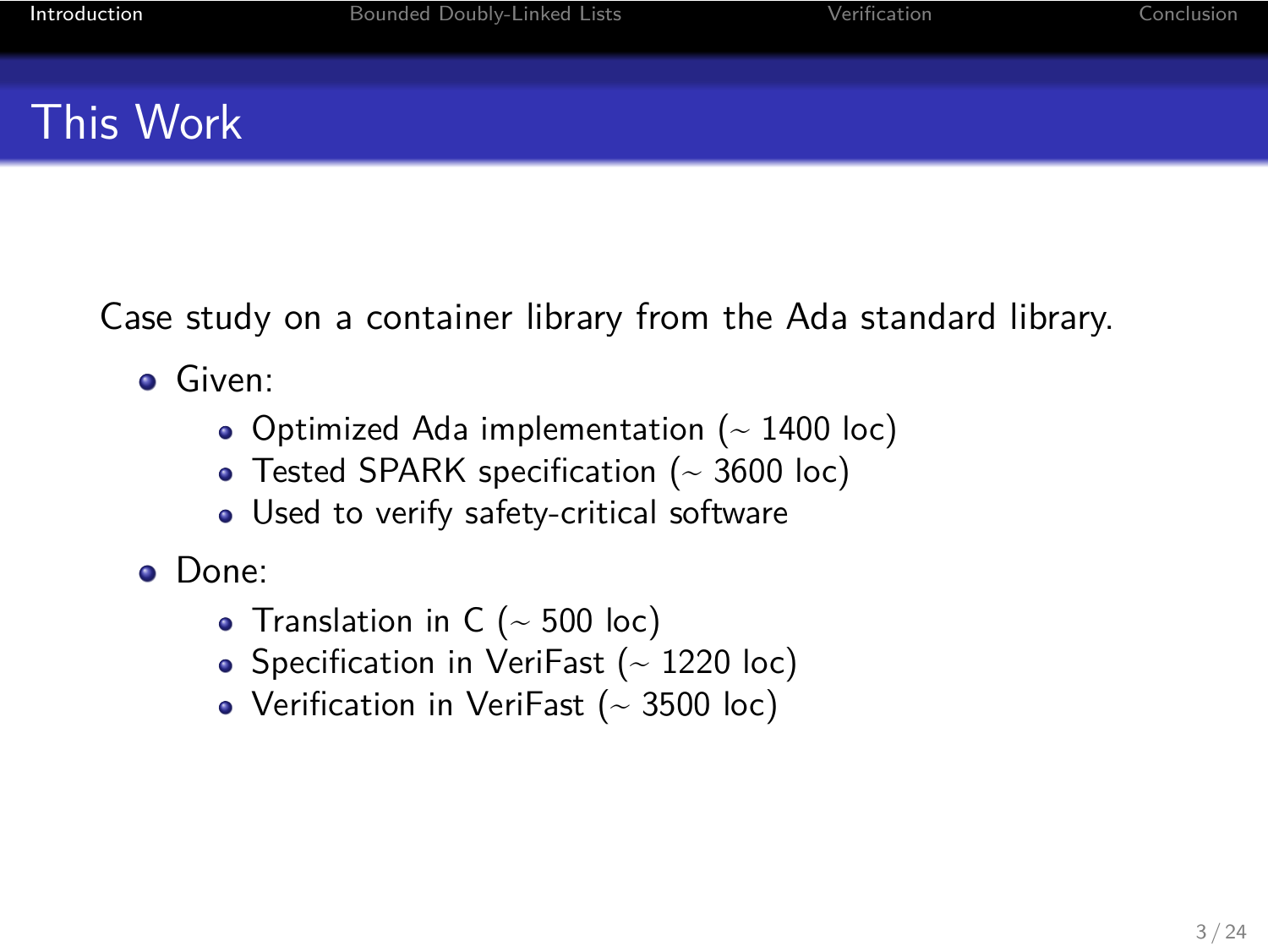# This Work

Case study on a container library from the Ada standard library.

- Given:
  - Optimized Ada implementation (~ 1400 loc)
  - Tested SPARK specification (~ 3600 loc)
  - Used to verify safety-critical software
- Done:
  - Translation in C (~ 500 loc)
  - Specification in VeriFast (~ 1220 loc)
  - Verification in VeriFast (~ 3500 loc)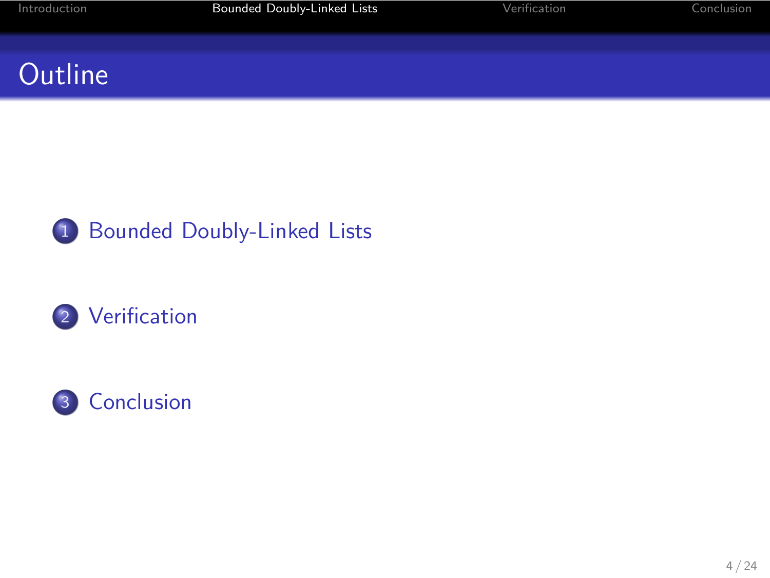# Outline

1. Bounded Doubly-Linked Lists
2. Verification
3. Conclusion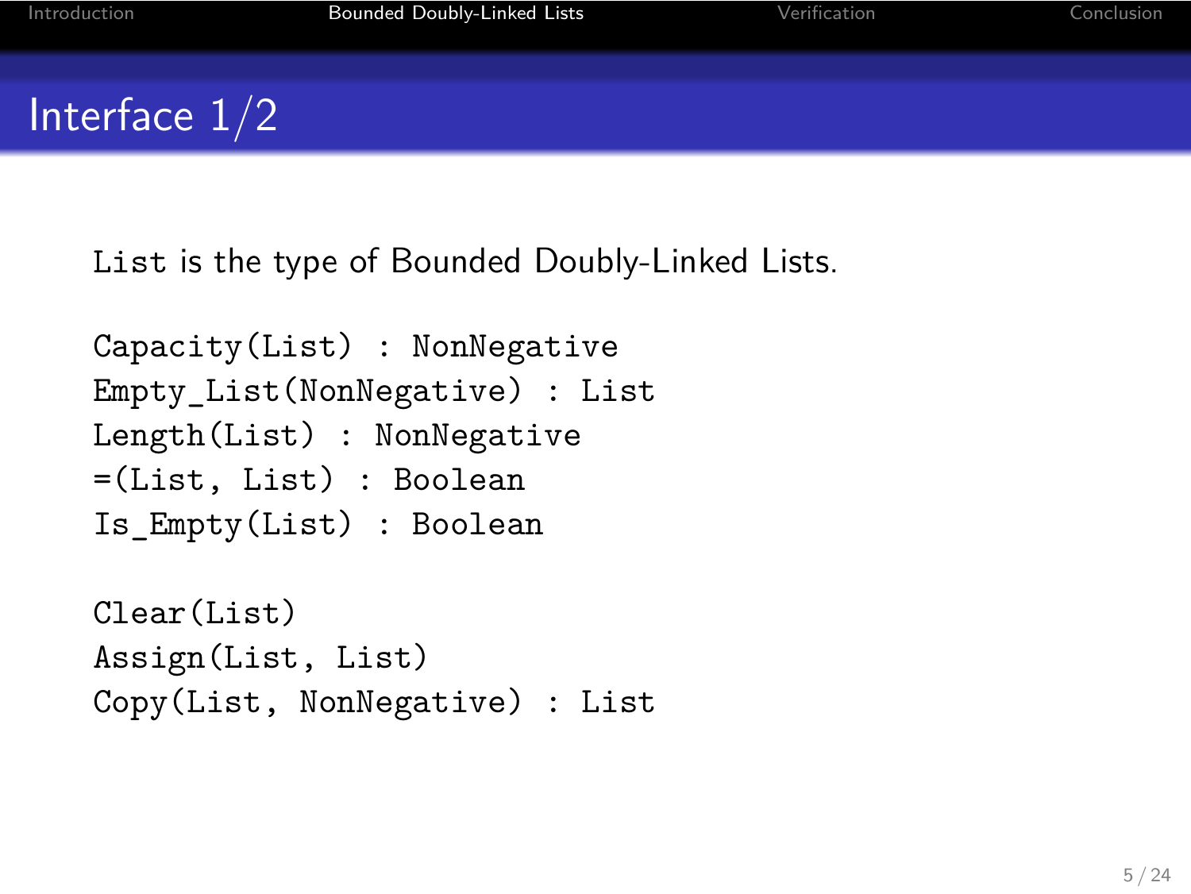# Interface 1/2

List is the type of Bounded Doubly-Linked Lists.

```
Capacity(List) : NonNegative
Empty_List(NonNegative) : List
Length(List) : NonNegative
=(List, List) : Boolean
Is_Empty(List) : Boolean
```

```
Clear(List)
Assign(List, List)
Copy(List, NonNegative) : List
```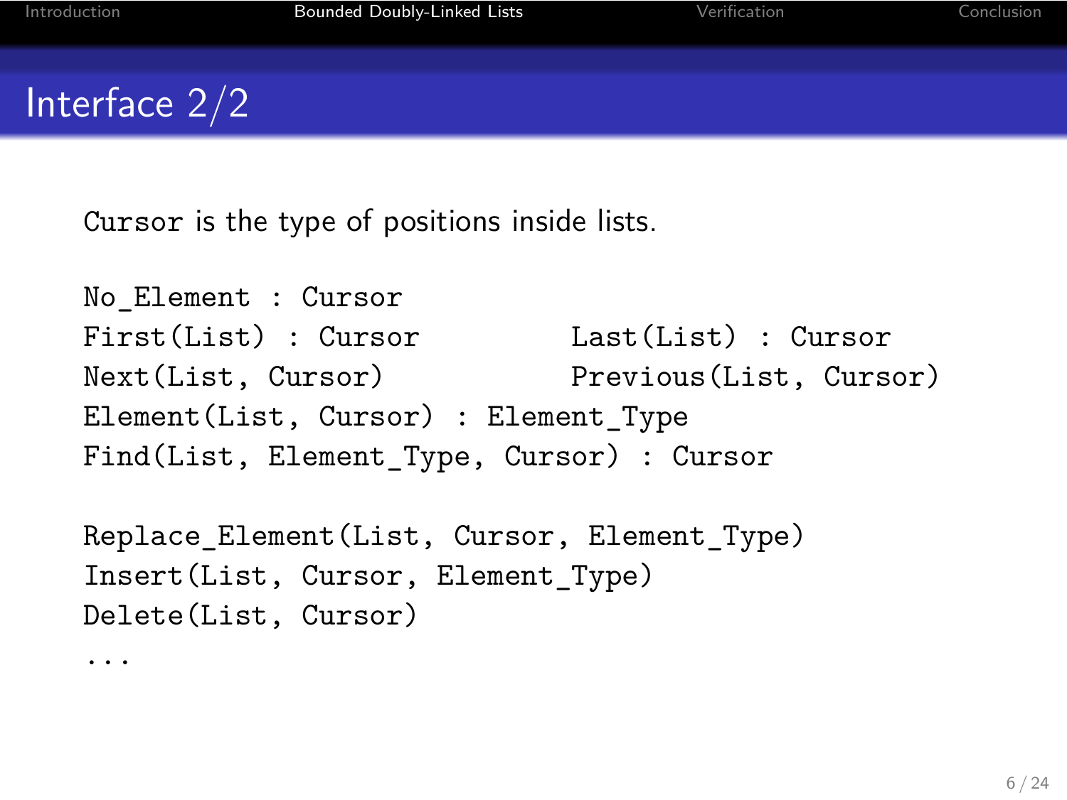# Interface 2/2

`Cursor` is the type of positions inside lists.

```
No_Element : Cursor
First(List) : Cursor          Last(List) : Cursor
Next(List, Cursor)            Previous(List, Cursor)
Element(List, Cursor) : Element_Type
Find(List, Element_Type, Cursor) : Cursor

Replace_Element(List, Cursor, Element_Type)
Insert(List, Cursor, Element_Type)
Delete(List, Cursor)
...
```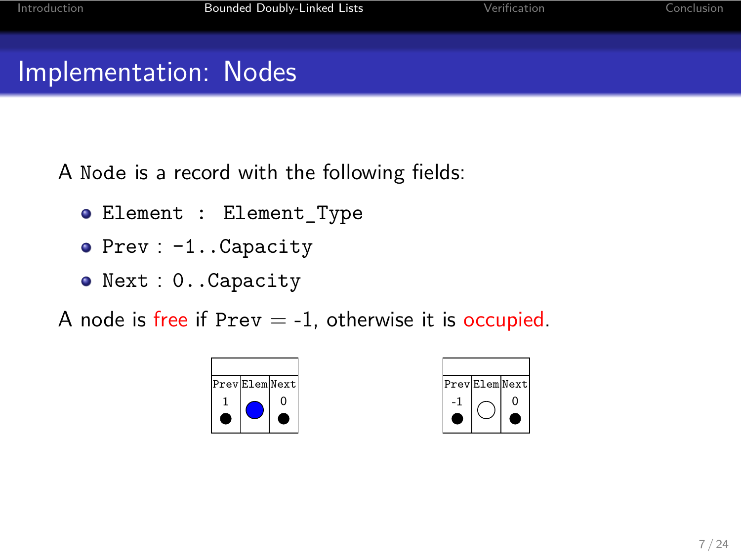# Implementation: Nodes

A `Node` is a record with the following fields:

- `Element : Element_Type`
- `Prev : -1..Capacity`
- `Next : 0..Capacity`

A node is free if `Prev` = -1, otherwise it is occupied.

| Prev | Elem | Next |
| --- | --- | --- |
| 1 | | 0 |

| Prev | Elem | Next |
| --- | --- | --- |
| -1 | | 0 |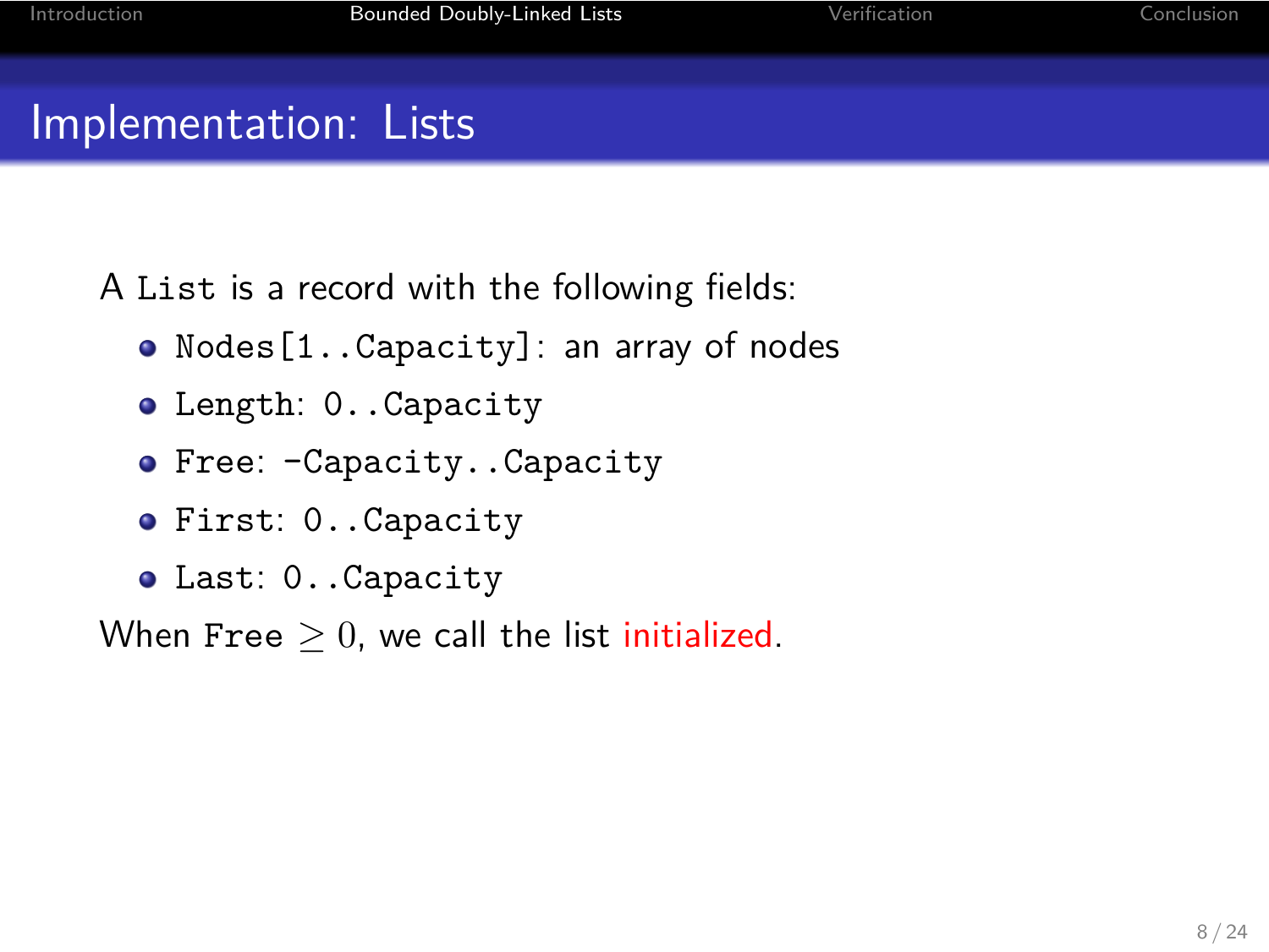# Implementation: Lists

A `List` is a record with the following fields:

- `Nodes[1..Capacity]`: an array of nodes
- `Length`: `0..Capacity`
- `Free`: `-Capacity..Capacity`
- `First`: `0..Capacity`
- `Last`: `0..Capacity`

When `Free` $\geq 0$, we call the list initialized.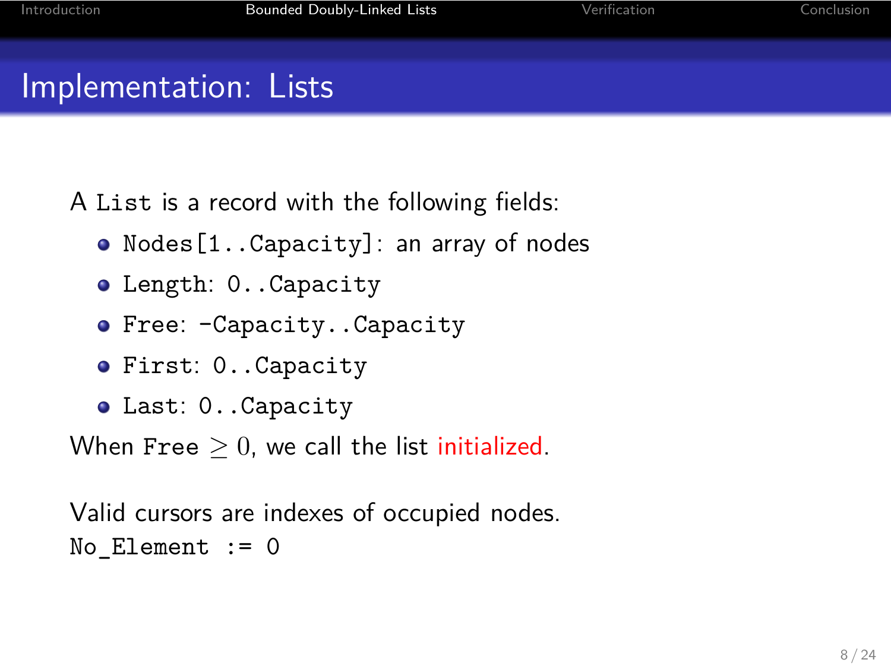# Implementation: Lists

A `List` is a record with the following fields:

- `Nodes[1..Capacity]`: an array of nodes
- `Length`: `0..Capacity`
- `Free`: `-Capacity..Capacity`
- `First`: `0..Capacity`
- `Last`: `0..Capacity`

When `Free` $\geq 0$, we call the list initialized.

Valid cursors are indexes of occupied nodes.
`No_Element := 0`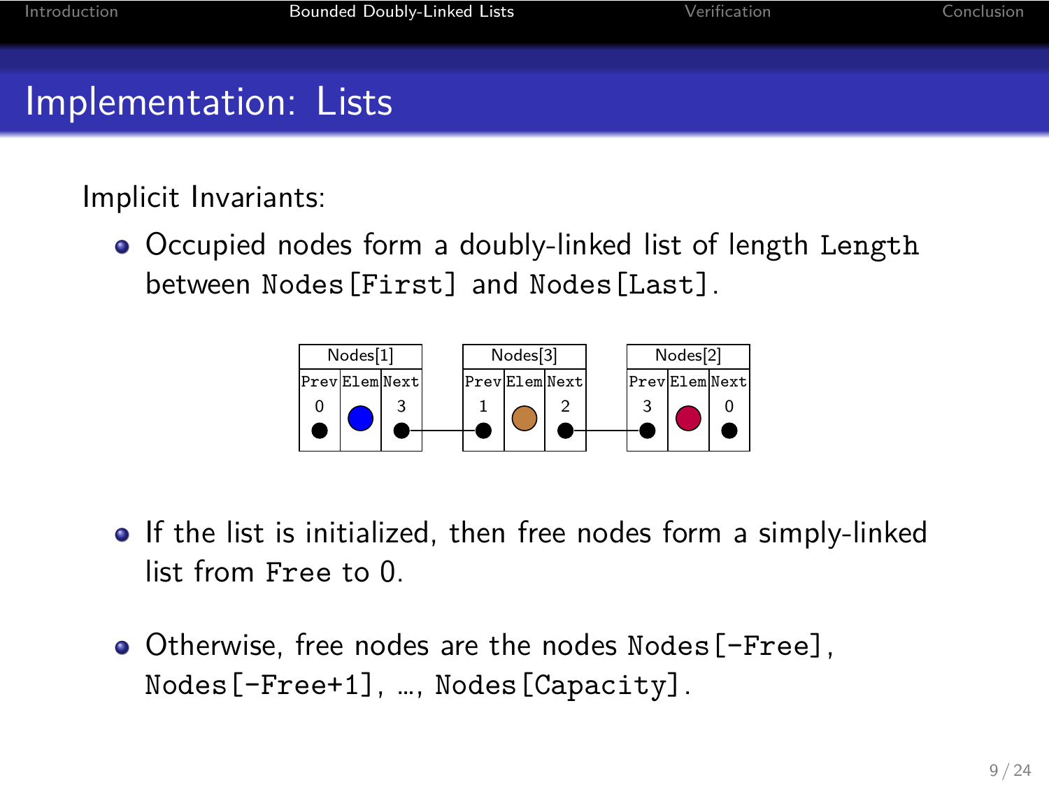# Implementation: Lists

Implicit Invariants:

- Occupied nodes form a doubly-linked list of length `Length` between `Nodes[First]` and `Nodes[Last]`.

| Nodes[1] | | | Nodes[3] | | | Nodes[2] | | |
|---|---|---|---|---|---|---|---|---|
| Prev | Elem | Next | Prev | Elem | Next | Prev | Elem | Next |
| 0 | | 3 | 1 | | 2 | 3 | | 0 |

- If the list is initialized, then free nodes form a simply-linked list from `Free` to 0.
- Otherwise, free nodes are the nodes `Nodes[-Free]`, `Nodes[-Free+1]`, ..., `Nodes[Capacity]`.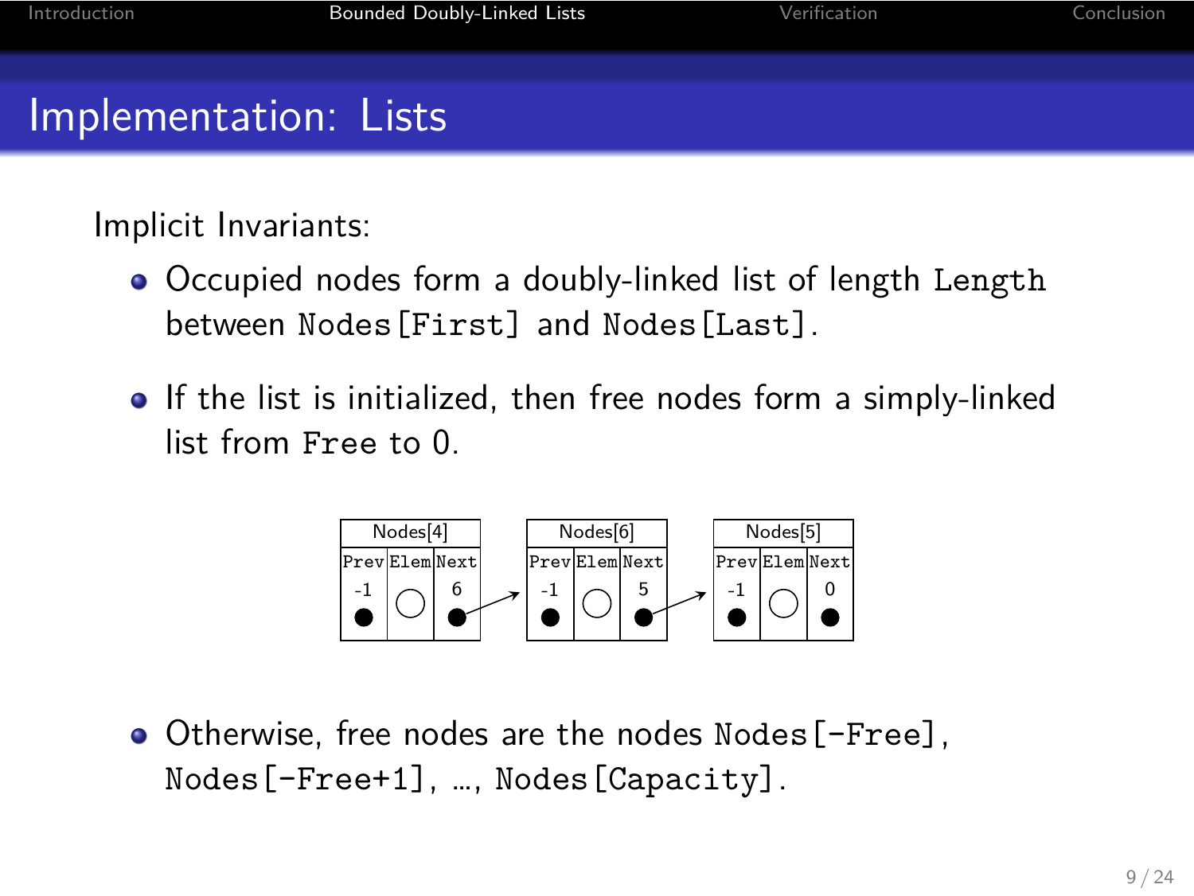# Implementation: Lists

Implicit Invariants:

- Occupied nodes form a doubly-linked list of length `Length` between `Nodes[First]` and `Nodes[Last]`.
- If the list is initialized, then free nodes form a simply-linked list from `Free` to 0.

| Nodes[4] | | | | Nodes[6] | | | | Nodes[5] | | |
|---|---|---|---|---|---|---|---|---|---|---|
| Prev | Elem | Next | | Prev | Elem | Next | | Prev | Elem | Next |
| -1 | | 6 | → | -1 | | 5 | → | -1 | | 0 |

- Otherwise, free nodes are the nodes `Nodes[-Free]`, `Nodes[-Free+1]`, …, `Nodes[Capacity]`.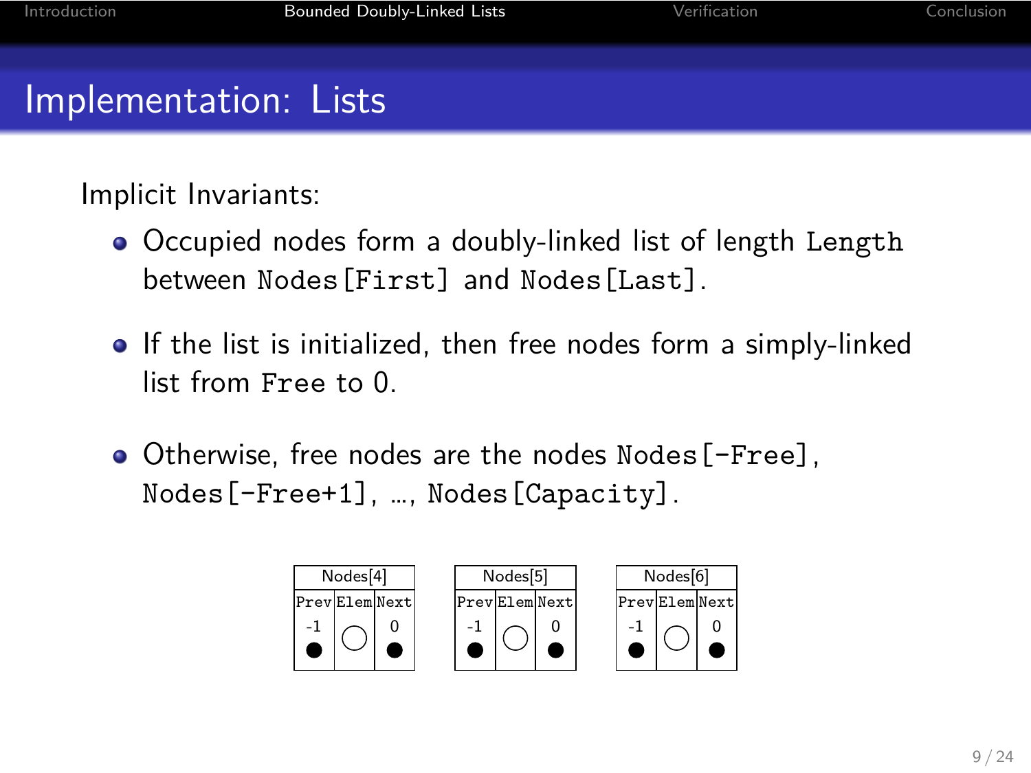# Implementation: Lists

Implicit Invariants:

- Occupied nodes form a doubly-linked list of length `Length` between `Nodes[First]` and `Nodes[Last]`.
- If the list is initialized, then free nodes form a simply-linked list from `Free` to 0.
- Otherwise, free nodes are the nodes `Nodes[-Free]`, `Nodes[-Free+1]`, …, `Nodes[Capacity]`.

| Nodes[4] | | |
|---|---|---|
| `Prev` | `Elem` | `Next` |
| -1 | | 0 |

| Nodes[5] | | |
|---|---|---|
| `Prev` | `Elem` | `Next` |
| -1 | | 0 |

| Nodes[6] | | |
|---|---|---|
| `Prev` | `Elem` | `Next` |
| -1 | | 0 |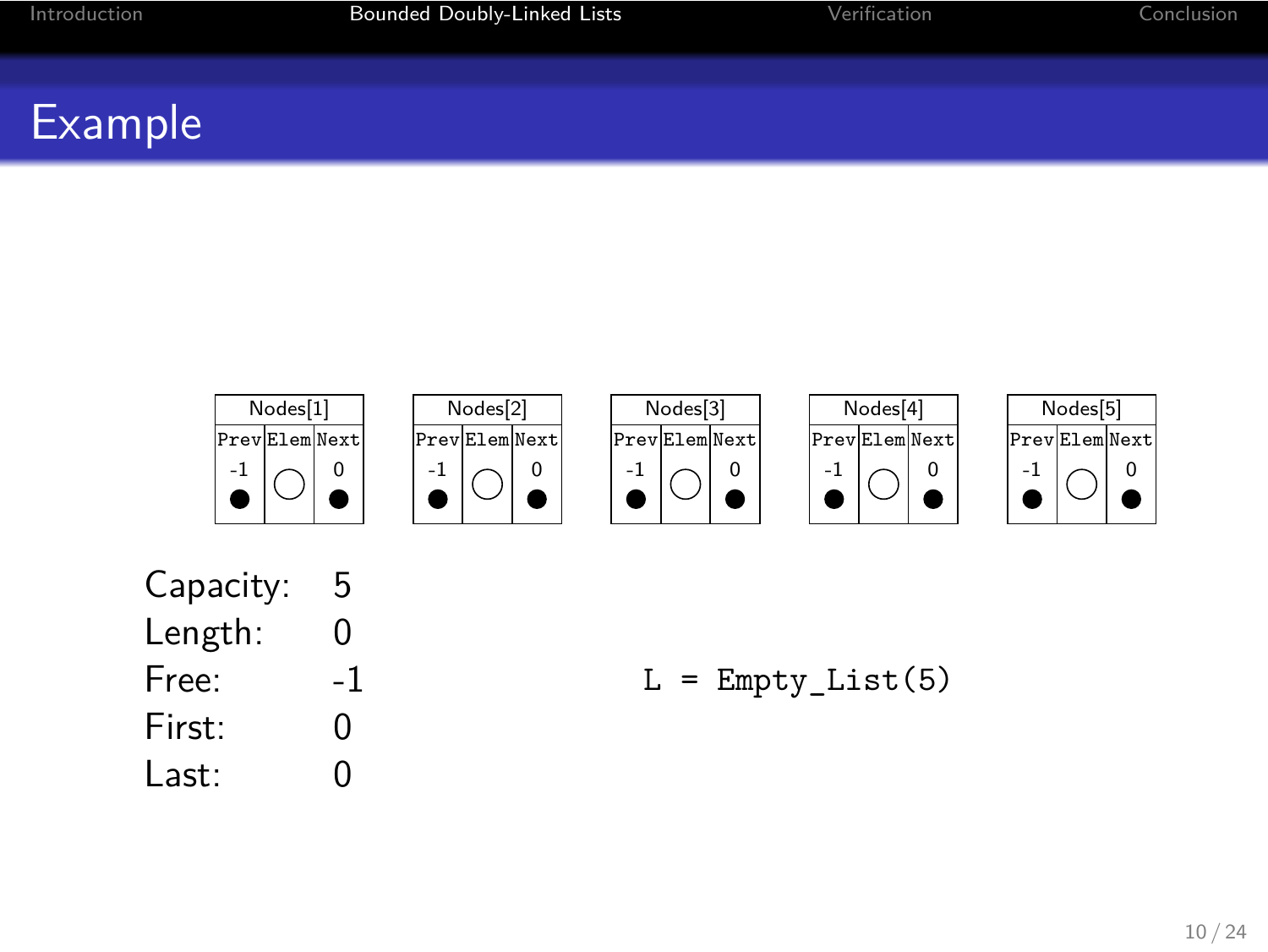## Example

| Nodes[1] | | | Nodes[2] | | | Nodes[3] | | | Nodes[4] | | | Nodes[5] | | |
|---|---|---|---|---|---|---|---|---|---|---|---|---|---|---|
| Prev | Elem | Next | Prev | Elem | Next | Prev | Elem | Next | Prev | Elem | Next | Prev | Elem | Next |
| -1 | | 0 | -1 | | 0 | -1 | | 0 | -1 | | 0 | -1 | | 0 |

| | |
|---|---|
| Capacity: | 5 |
| Length: | 0 |
| Free: | -1 |
| First: | 0 |
| Last: | 0 |

```
L = Empty_List(5)
```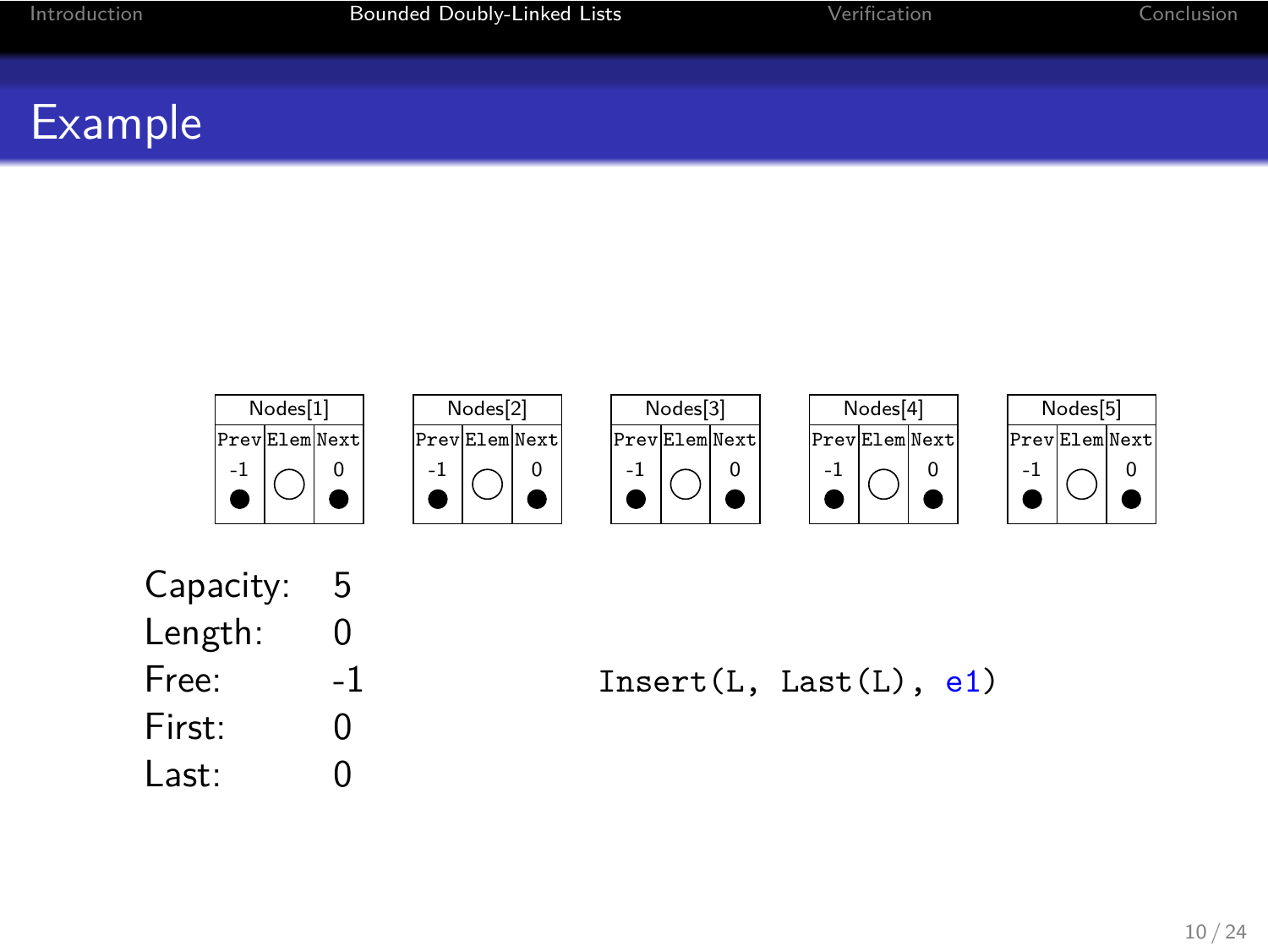# Example

| Nodes[1] | | |
|---|---|---|
| Prev | Elem | Next |
| -1 ● | ○ | 0 ● |

| Nodes[2] | | |
|---|---|---|
| Prev | Elem | Next |
| -1 ● | ○ | 0 ● |

| Nodes[3] | | |
|---|---|---|
| Prev | Elem | Next |
| -1 ● | ○ | 0 ● |

| Nodes[4] | | |
|---|---|---|
| Prev | Elem | Next |
| -1 ● | ○ | 0 ● |

| Nodes[5] | | |
|---|---|---|
| Prev | Elem | Next |
| -1 ● | ○ | 0 ● |

Capacity: 5
Length: 0
Free: -1
First: 0
Last: 0

```
Insert(L, Last(L), e1)
```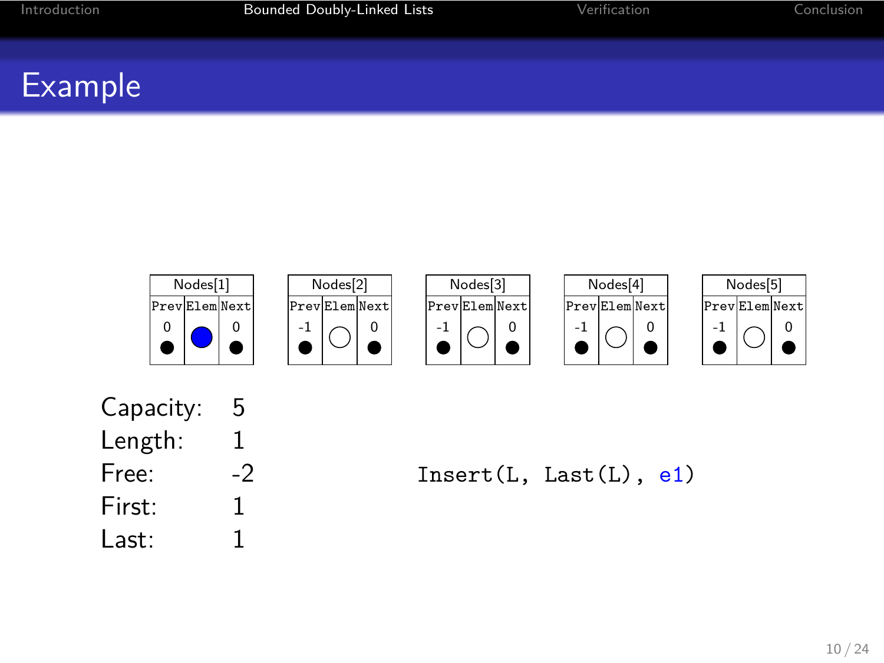## Example

| Nodes[1] | | |
|---|---|---|
| Prev | Elem | Next |
| 0 | ● (blue) | 0 |

| Nodes[2] | | |
|---|---|---|
| Prev | Elem | Next |
| -1 | ○ | 0 |

| Nodes[3] | | |
|---|---|---|
| Prev | Elem | Next |
| -1 | ○ | 0 |

| Nodes[4] | | |
|---|---|---|
| Prev | Elem | Next |
| -1 | ○ | 0 |

| Nodes[5] | | |
|---|---|---|
| Prev | Elem | Next |
| -1 | ○ | 0 |

Capacity: 5
Length: 1
Free: -2
First: 1
Last: 1

```
Insert(L, Last(L), e1)
```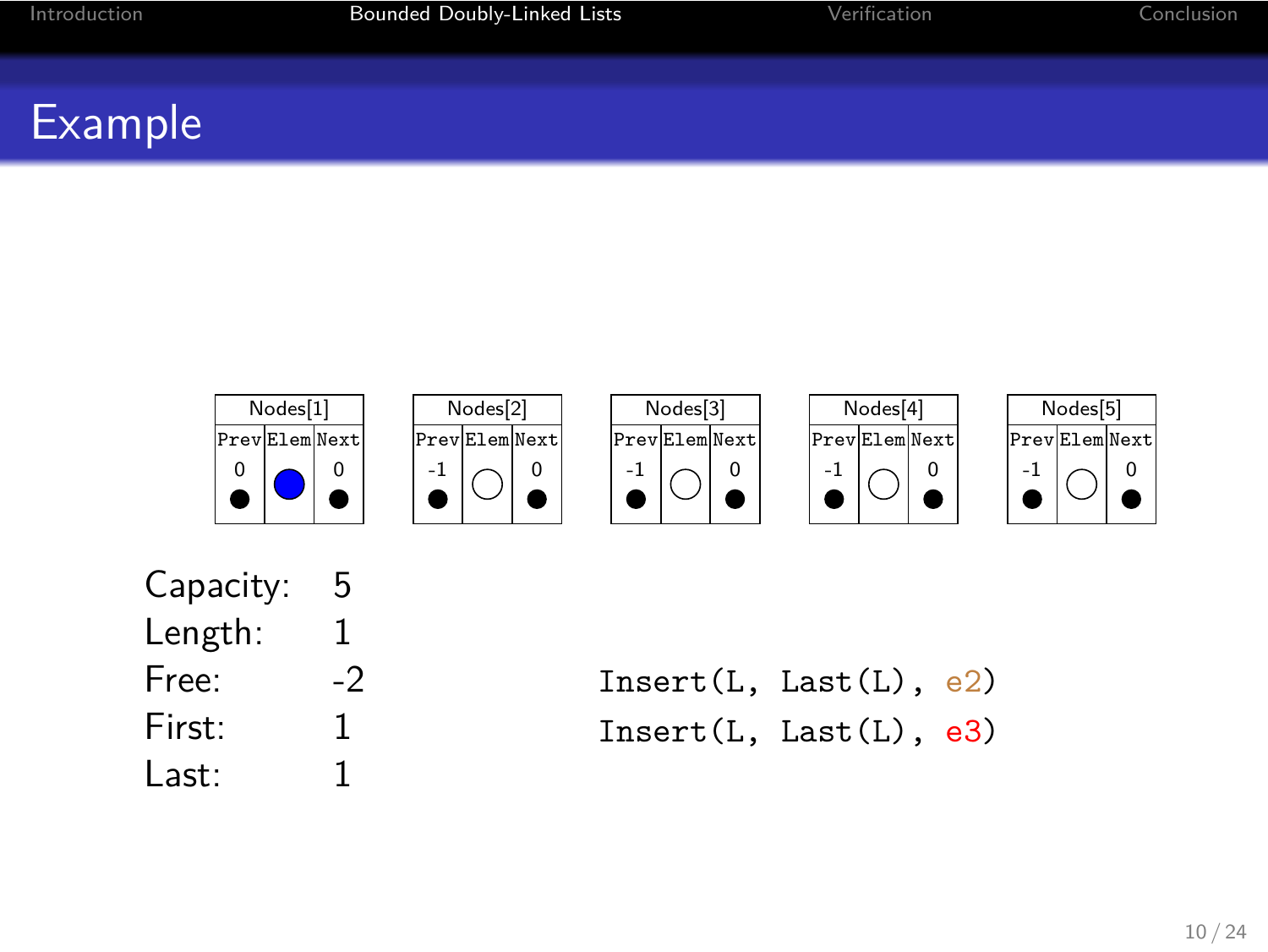# Example

| Nodes[1] | | |
|---|---|---|
| Prev | Elem | Next |
| 0 | ● | 0 |

| Nodes[2] | | |
|---|---|---|
| Prev | Elem | Next |
| -1 | ○ | 0 |

| Nodes[3] | | |
|---|---|---|
| Prev | Elem | Next |
| -1 | ○ | 0 |

| Nodes[4] | | |
|---|---|---|
| Prev | Elem | Next |
| -1 | ○ | 0 |

| Nodes[5] | | |
|---|---|---|
| Prev | Elem | Next |
| -1 | ○ | 0 |

| | |
|---|---|
| Capacity: | 5 |
| Length: | 1 |
| Free: | -2 |
| First: | 1 |
| Last: | 1 |

```
Insert(L, Last(L), e2)
Insert(L, Last(L), e3)
```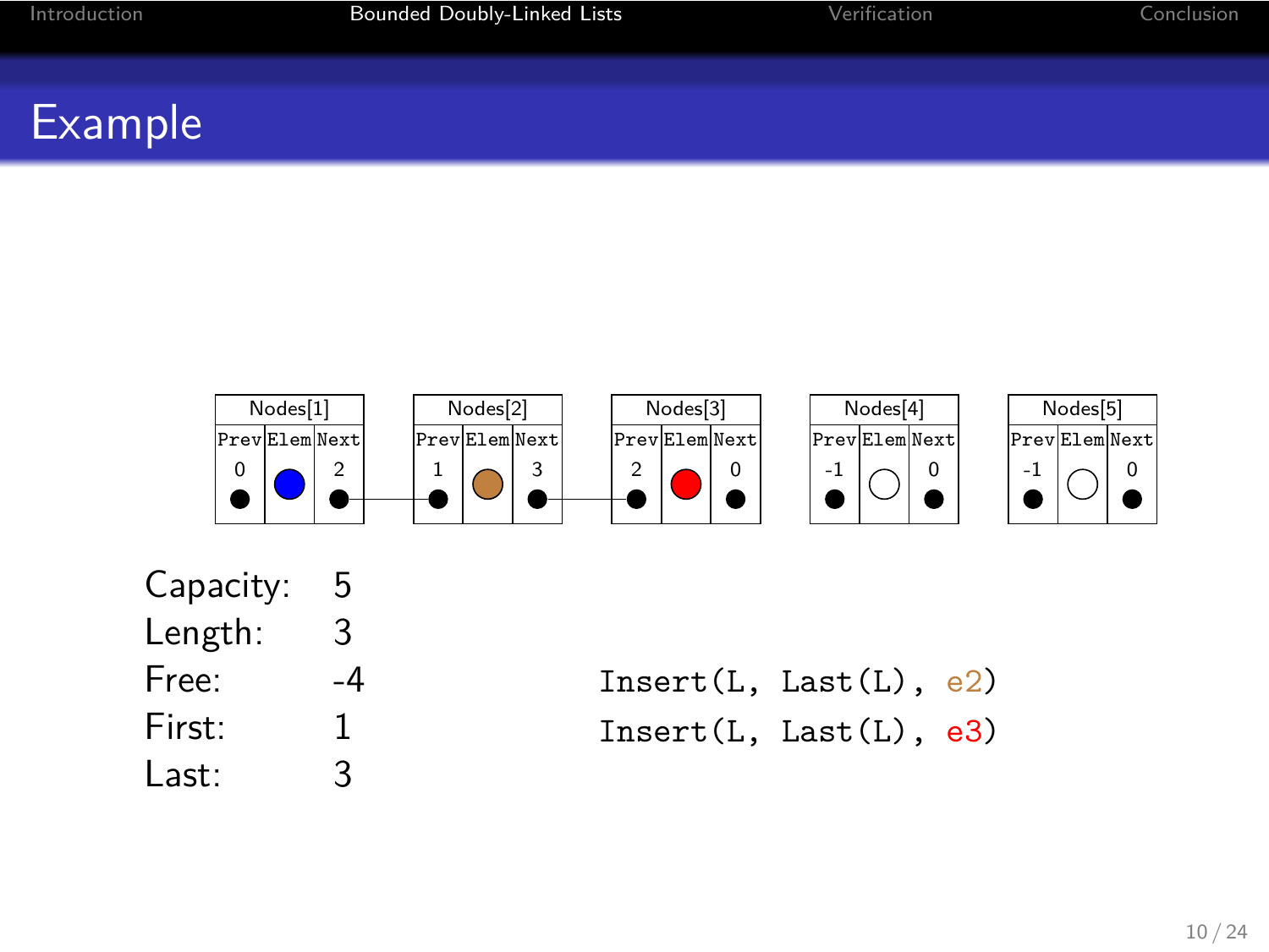## Example

| Nodes[1] | | | Nodes[2] | | | Nodes[3] | | | Nodes[4] | | | Nodes[5] | | |
|---|---|---|---|---|---|---|---|---|---|---|---|---|---|---|
| Prev | Elem | Next | Prev | Elem | Next | Prev | Elem | Next | Prev | Elem | Next | Prev | Elem | Next |
| 0 | | 2 | 1 | | 3 | 2 | | 0 | -1 | | 0 | -1 | | 0 |

Capacity: 5
Length: 3
Free: -4
First: 1
Last: 3

```
Insert(L, Last(L), e2)
Insert(L, Last(L), e3)
```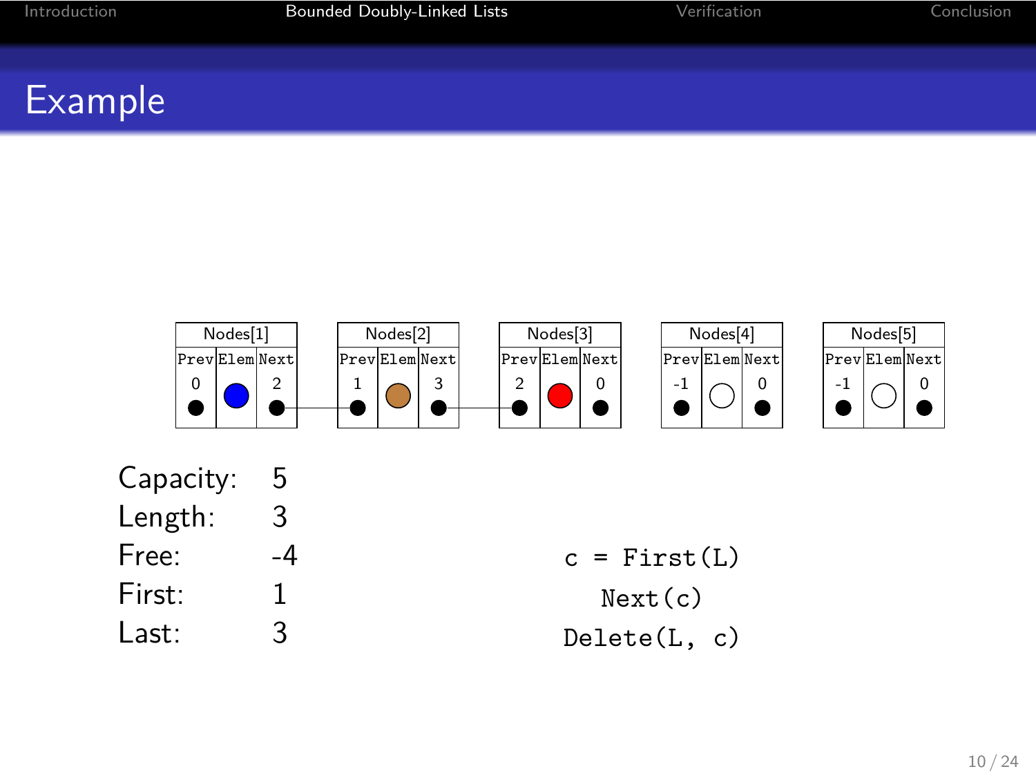## Example

| Nodes[1] | | | Nodes[2] | | | Nodes[3] | | | Nodes[4] | | | Nodes[5] | | |
|---|---|---|---|---|---|---|---|---|---|---|---|---|---|---|
| Prev | Elem | Next | Prev | Elem | Next | Prev | Elem | Next | Prev | Elem | Next | Prev | Elem | Next |
| 0 | | 2 | 1 | | 3 | 2 | | 0 | -1 | | 0 | -1 | | 0 |

Capacity: 5
Length: 3
Free: -4
First: 1
Last: 3

```
c = First(L)
   Next(c)
Delete(L, c)
```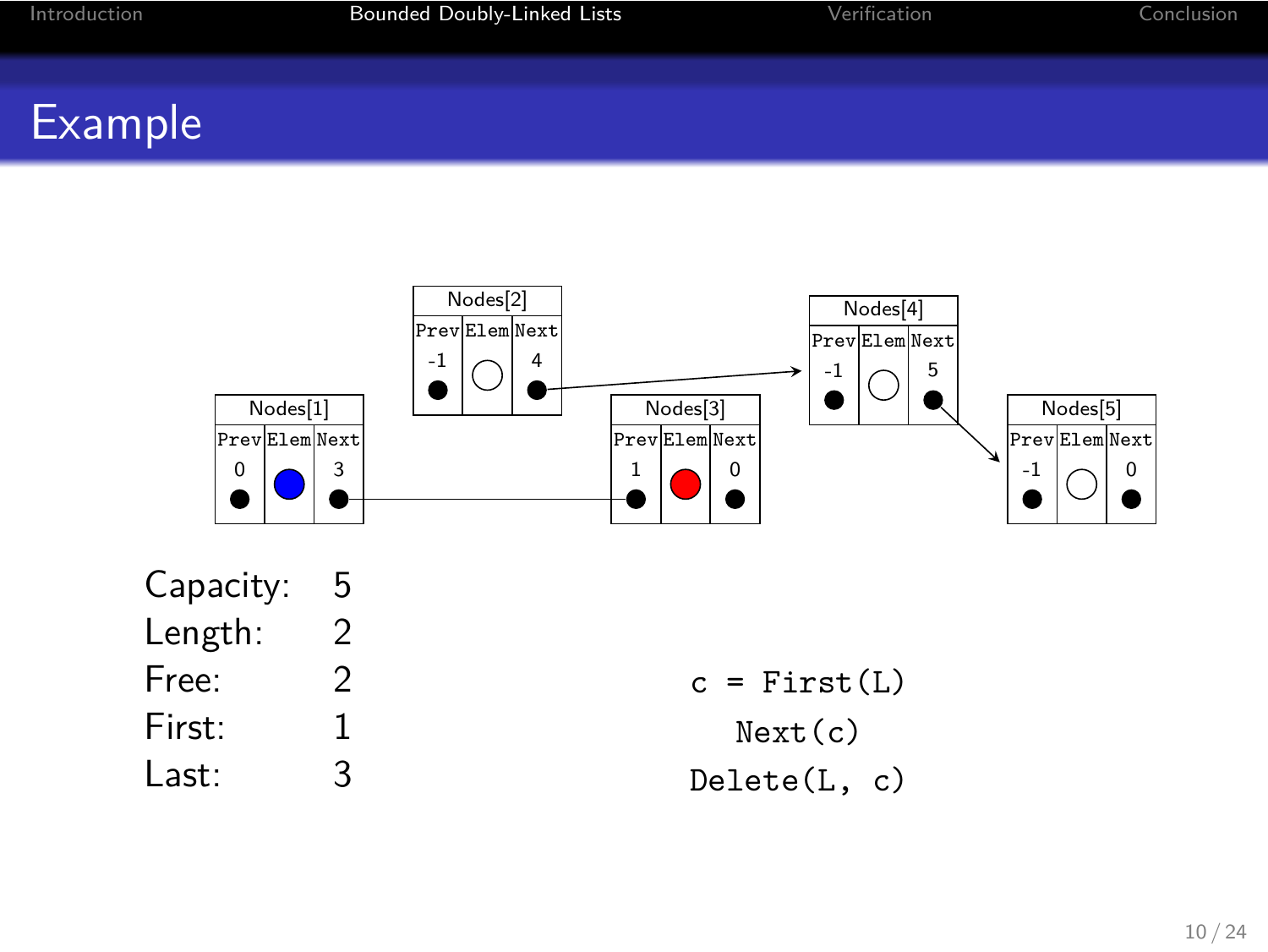# Example

Nodes[1]

| Prev | Elem | Next |
|---|---|---|
| 0 | | 3 |

Nodes[2]

| Prev | Elem | Next |
|---|---|---|
| -1 | | 4 |

Nodes[3]

| Prev | Elem | Next |
|---|---|---|
| 1 | | 0 |

Nodes[4]

| Prev | Elem | Next |
|---|---|---|
| -1 | | 5 |

Nodes[5]

| Prev | Elem | Next |
|---|---|---|
| -1 | | 0 |

| | |
|---|---|
| Capacity: | 5 |
| Length: | 2 |
| Free: | 2 |
| First: | 1 |
| Last: | 3 |

```
c = First(L)
   Next(c)
Delete(L, c)
```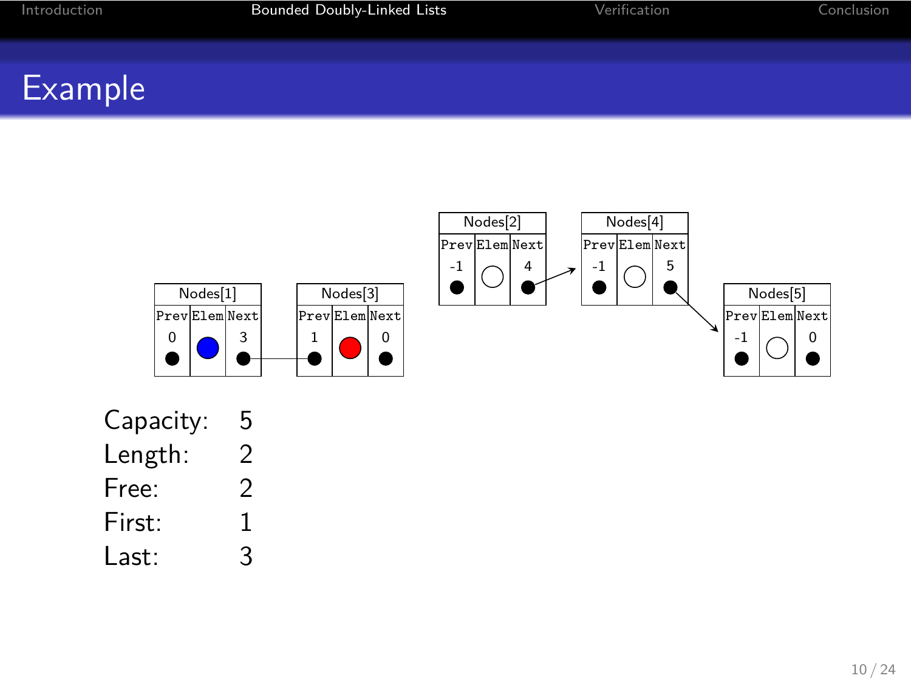# Example

Nodes[1]

| Prev | Elem | Next |
|---|---|---|
| 0 | | 3 |

Nodes[3]

| Prev | Elem | Next |
|---|---|---|
| 1 | | 0 |

Nodes[2]

| Prev | Elem | Next |
|---|---|---|
| -1 | | 4 |

Nodes[4]

| Prev | Elem | Next |
|---|---|---|
| -1 | | 5 |

Nodes[5]

| Prev | Elem | Next |
|---|---|---|
| -1 | | 0 |

| | |
|---|---|
| Capacity: | 5 |
| Length: | 2 |
| Free: | 2 |
| First: | 1 |
| Last: | 3 |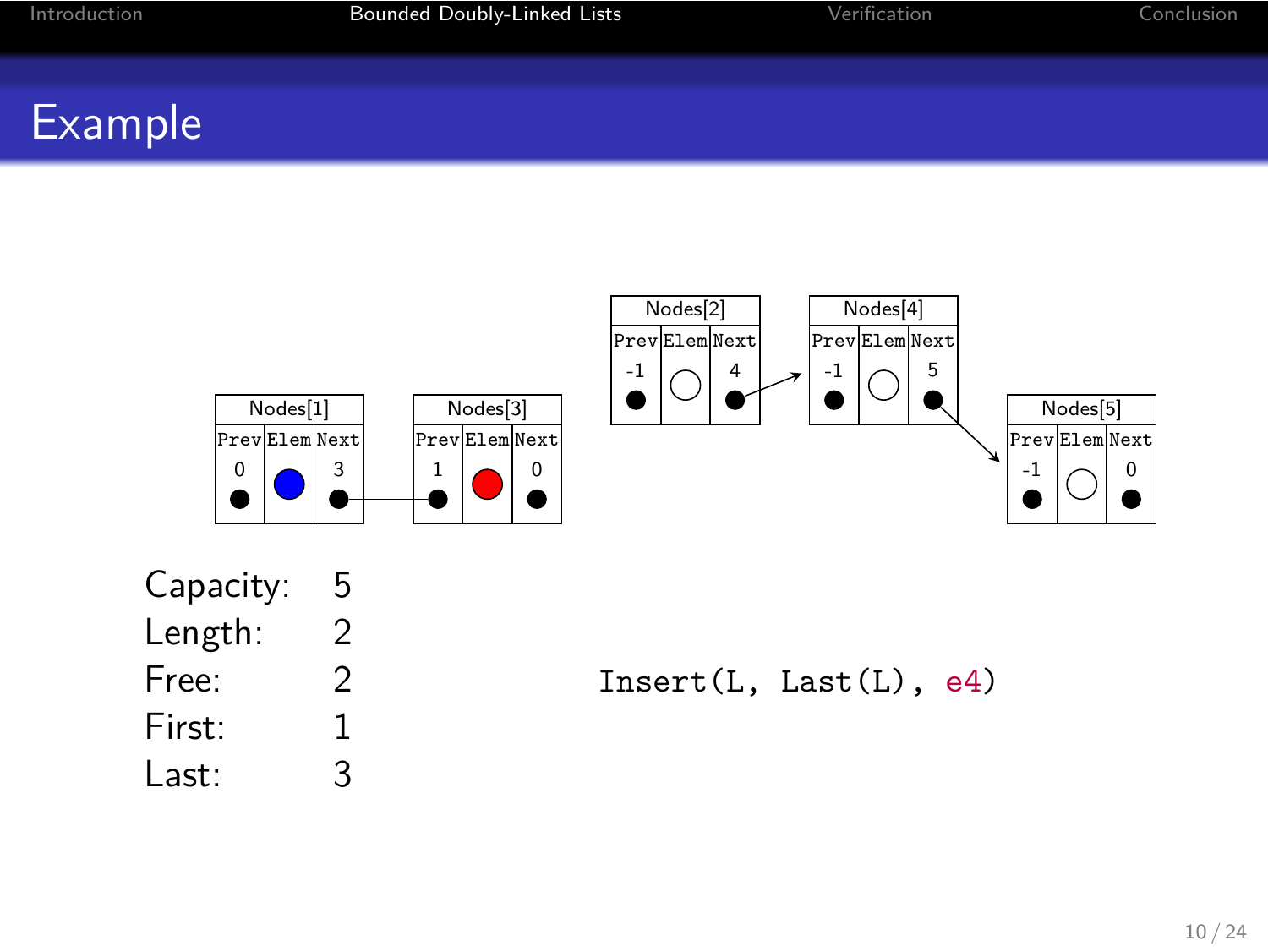# Example

| Nodes[1] | | |
|---|---|---|
| Prev | Elem | Next |
| 0 | ● (blue) | 3 |

| Nodes[3] | | |
|---|---|---|
| Prev | Elem | Next |
| 1 | ● (red) | 0 |

| Nodes[2] | | |
|---|---|---|
| Prev | Elem | Next |
| -1 | ○ | 4 |

| Nodes[4] | | |
|---|---|---|
| Prev | Elem | Next |
| -1 | ○ | 5 |

| Nodes[5] | | |
|---|---|---|
| Prev | Elem | Next |
| -1 | ○ | 0 |

Capacity: 5
Length: 2
Free: 2
First: 1
Last: 3

```
Insert(L, Last(L), e4)
```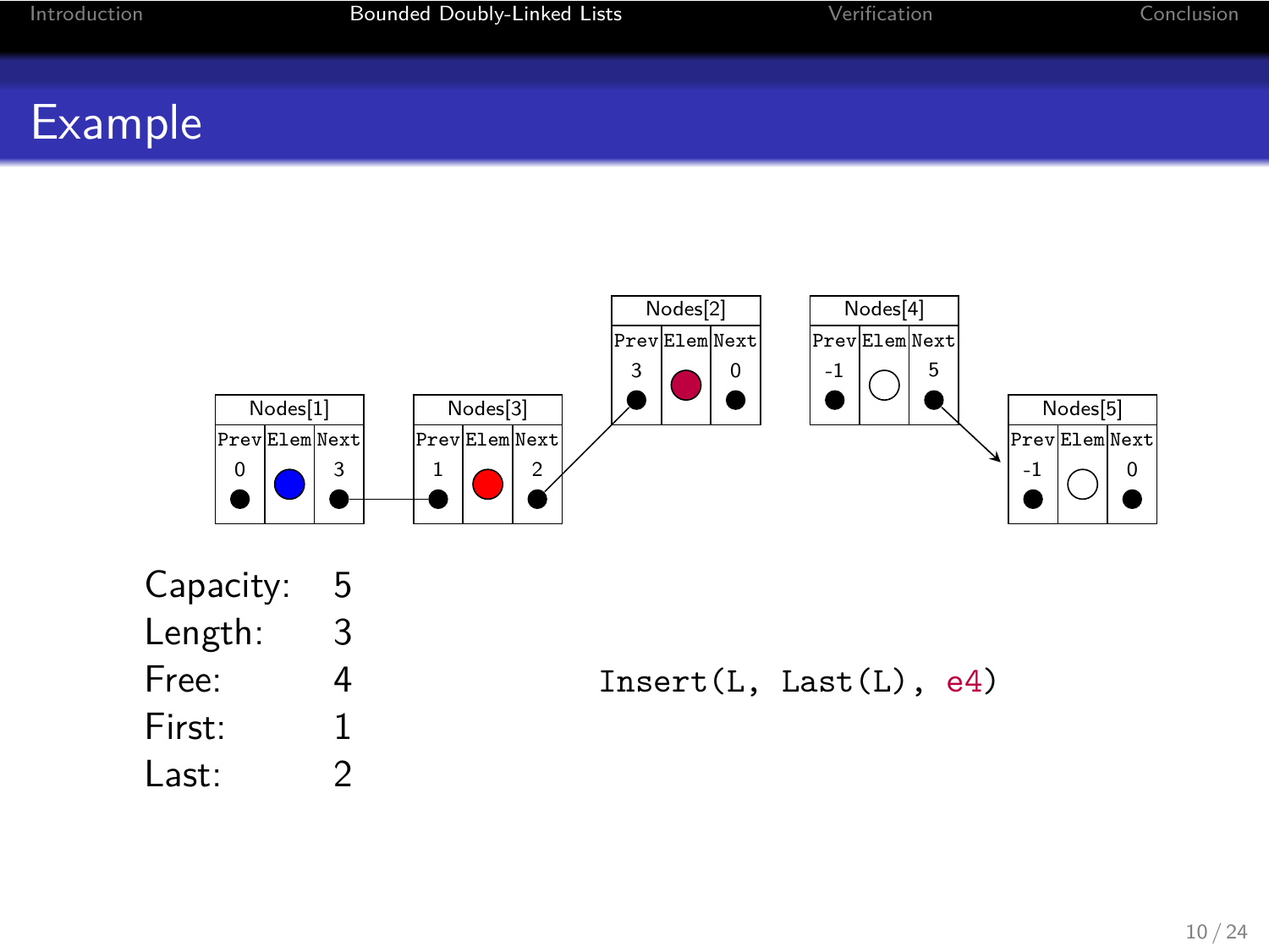# Example

| | Prev | Elem | Next |
|---|---|---|---|
| Nodes[1] | 0 | ● | 3 |
| Nodes[3] | 1 | ● | 2 |
| Nodes[2] | 3 | ● | 0 |
| Nodes[4] | -1 | ○ | 5 |
| Nodes[5] | -1 | ○ | 0 |

Capacity: 5
Length: 3
Free: 4
First: 1
Last: 2

```
Insert(L, Last(L), e4)
```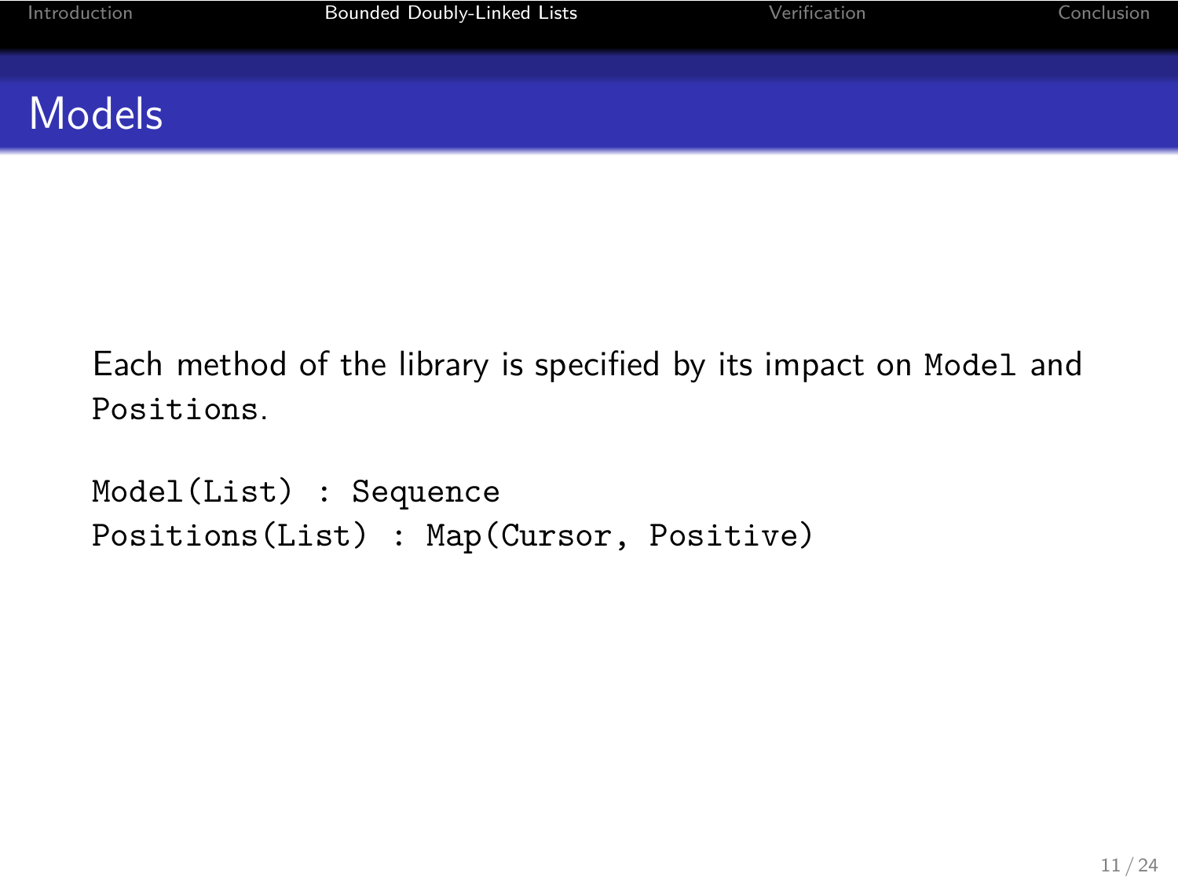# Models

Each method of the library is specified by its impact on `Model` and `Positions`.

```
Model(List) : Sequence
Positions(List) : Map(Cursor, Positive)
```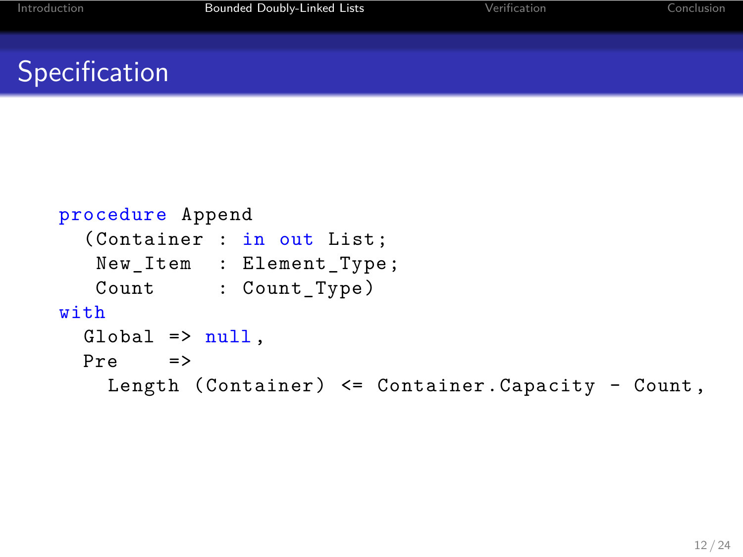## Specification

```
procedure Append
  (Container : in out List;
   New_Item  : Element_Type;
   Count     : Count_Type)
with
  Global => null,
  Pre    =>
    Length (Container) <= Container.Capacity - Count,
```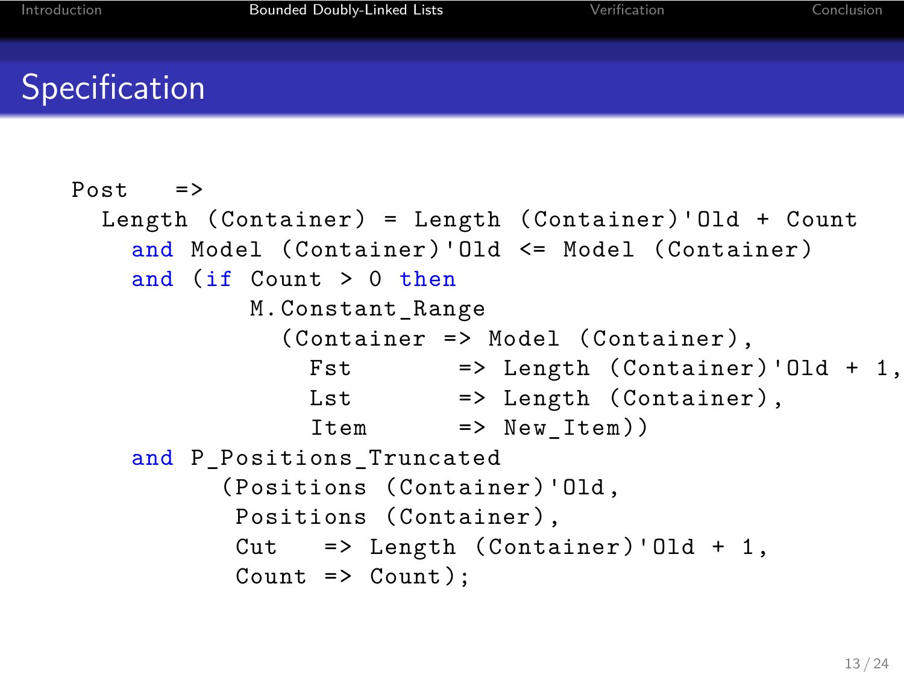# Specification

```
Post   =>
  Length (Container) = Length (Container)'Old + Count
    and Model (Container)'Old <= Model (Container)
    and (if Count > 0 then
            M.Constant_Range
              (Container => Model (Container),
                Fst       => Length (Container)'Old + 1,
                Lst       => Length (Container),
                Item      => New_Item))
    and P_Positions_Truncated
          (Positions (Container)'Old,
           Positions (Container),
           Cut   => Length (Container)'Old + 1,
           Count => Count);
```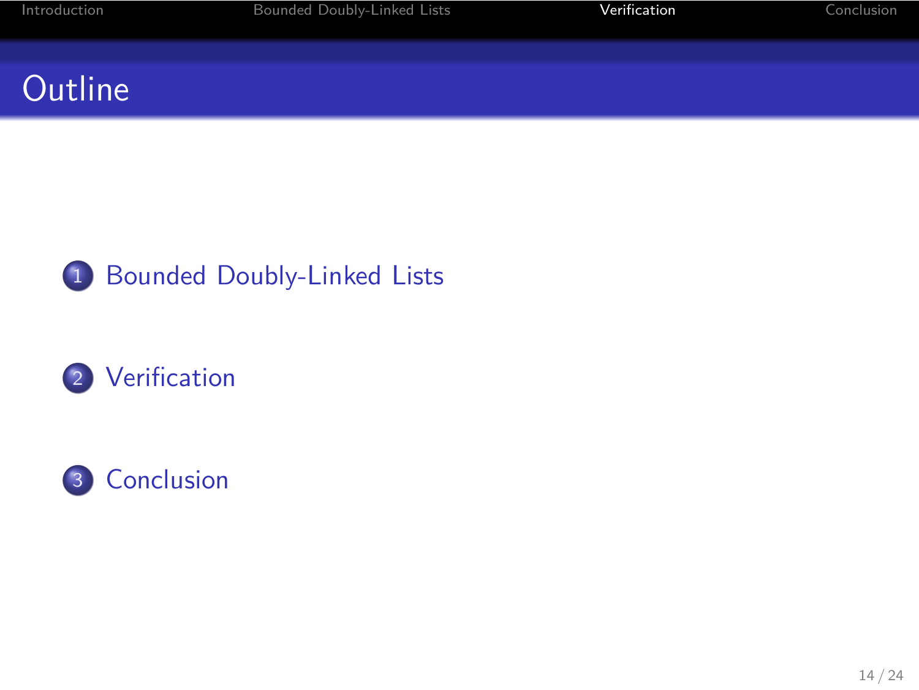# Outline

1. Bounded Doubly-Linked Lists
2. Verification
3. Conclusion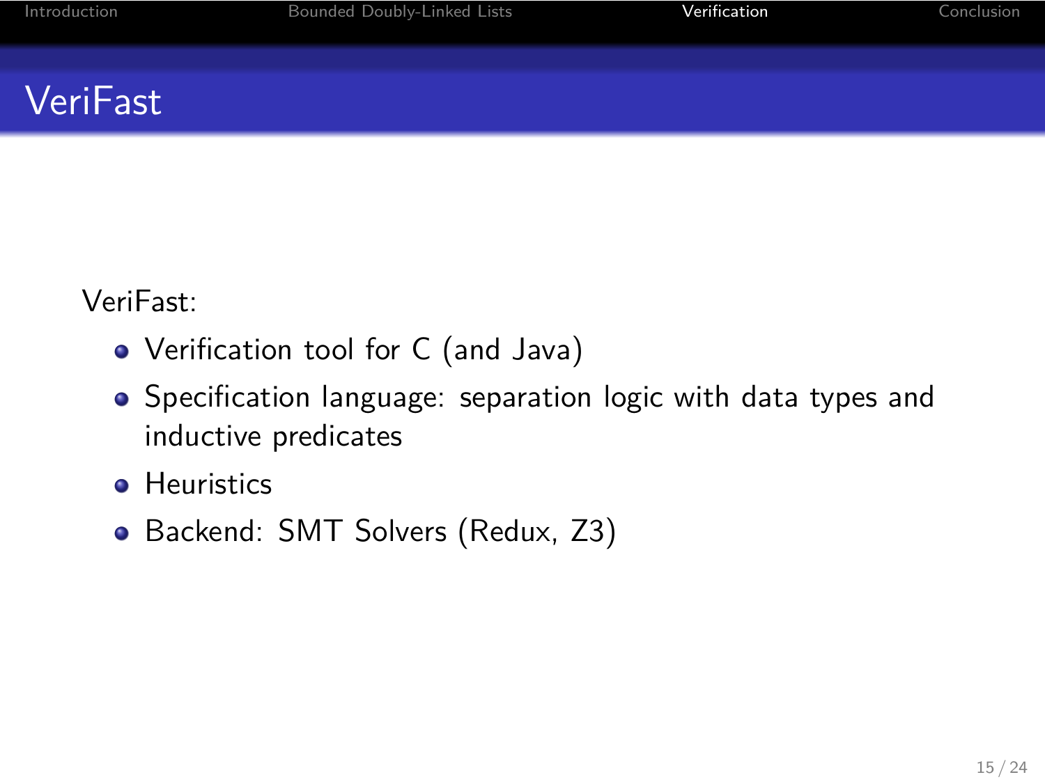# VeriFast

VeriFast:

- Verification tool for C (and Java)
- Specification language: separation logic with data types and inductive predicates
- Heuristics
- Backend: SMT Solvers (Redux, Z3)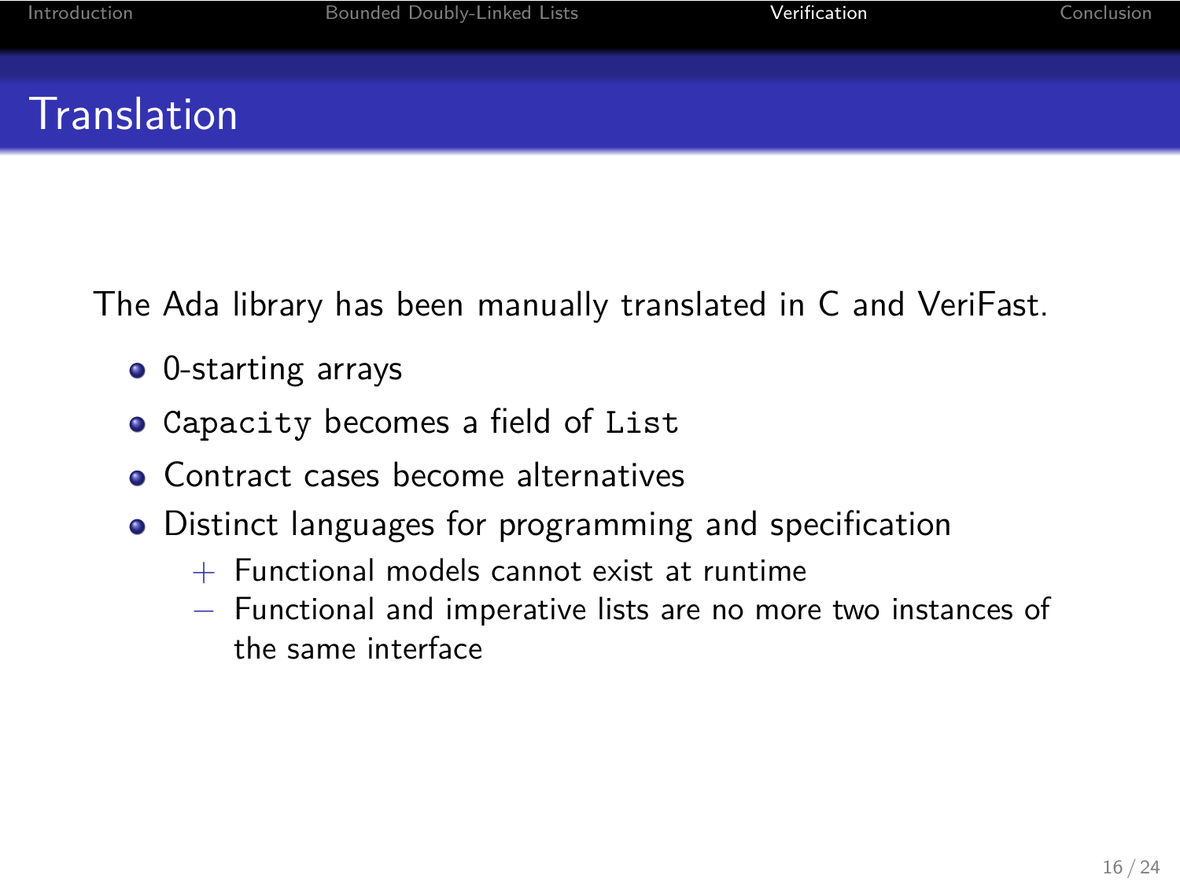# Translation

The Ada library has been manually translated in C and VeriFast.

- 0-starting arrays
- `Capacity` becomes a field of `List`
- Contract cases become alternatives
- Distinct languages for programming and specification
  - + Functional models cannot exist at runtime
  - − Functional and imperative lists are no more two instances of the same interface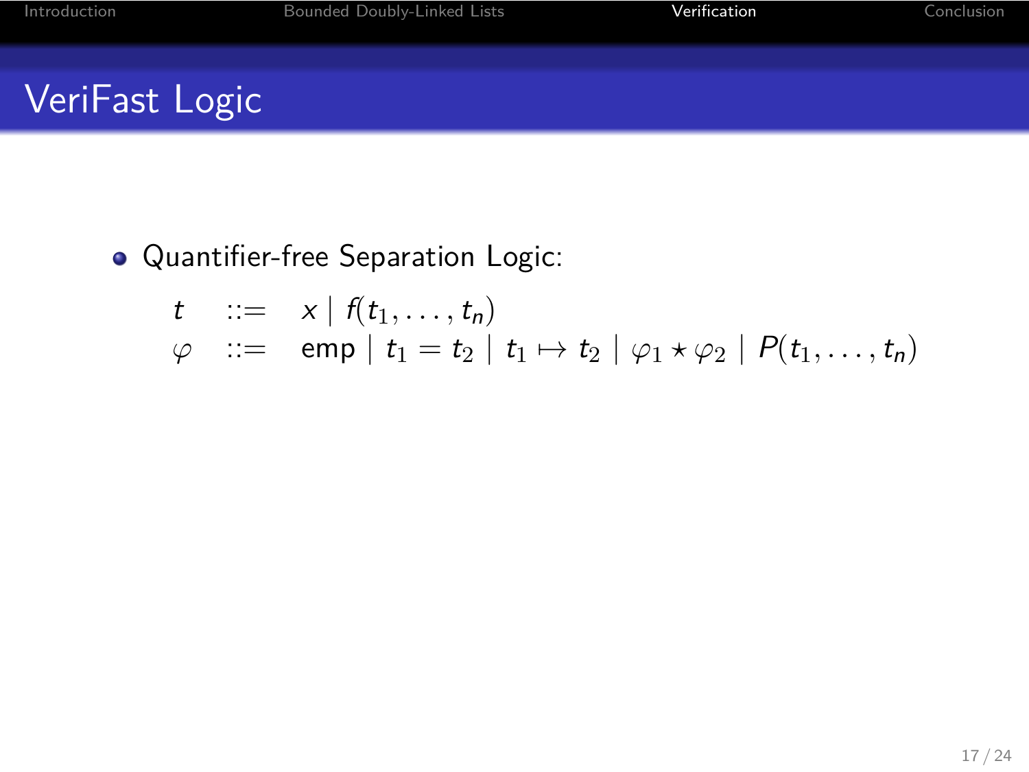# VeriFast Logic

- Quantifier-free Separation Logic:

$$
\begin{array}{lcl}
t & ::= & x \mid f(t_1, \ldots, t_n) \\
\varphi & ::= & \mathsf{emp} \mid t_1 = t_2 \mid t_1 \mapsto t_2 \mid \varphi_1 \star \varphi_2 \mid P(t_1, \ldots, t_n)
\end{array}
$$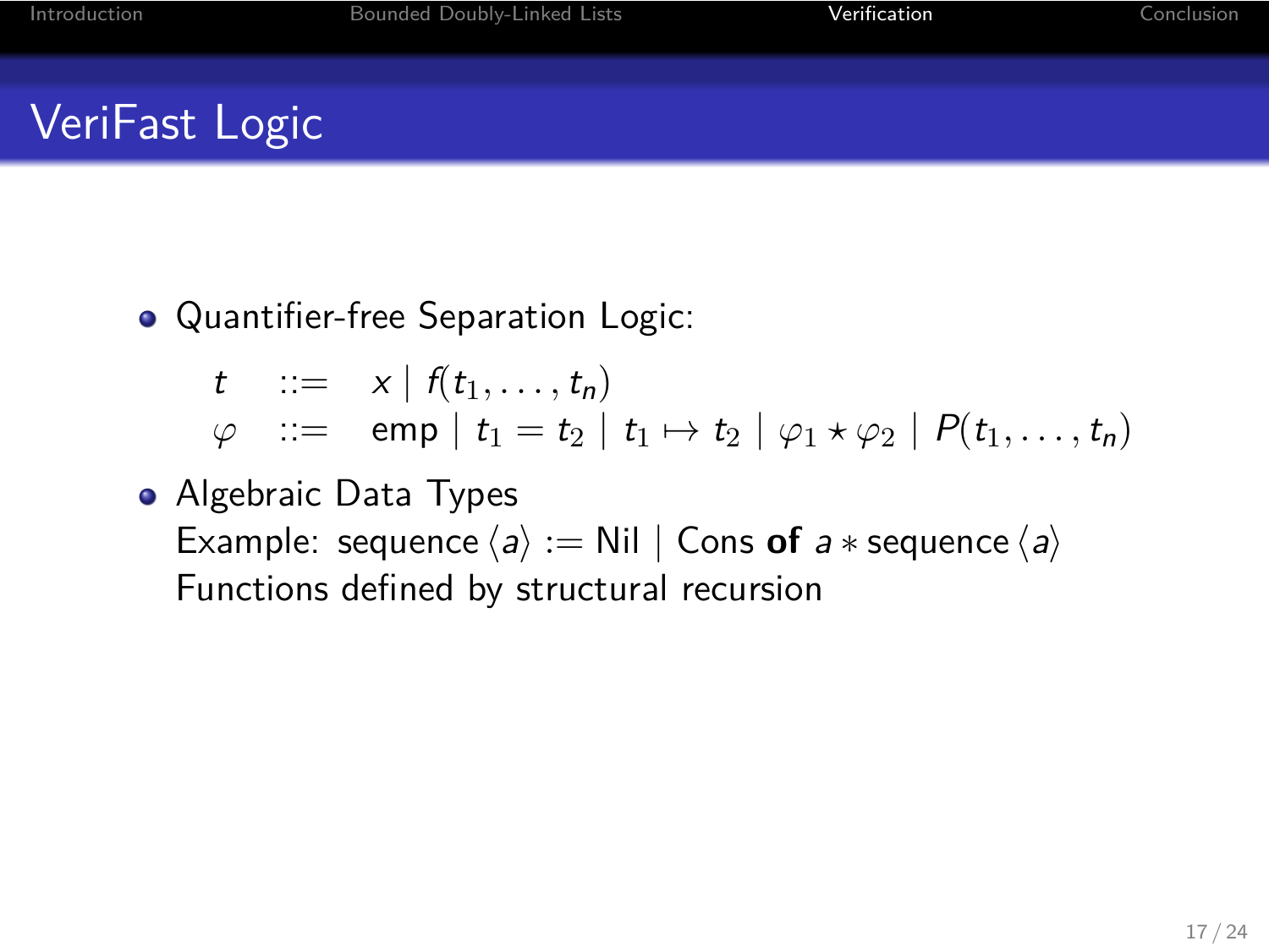# VeriFast Logic

- Quantifier-free Separation Logic:

$$
\begin{array}{lcl}
t & ::= & x \mid f(t_1, \ldots, t_n) \\
\varphi & ::= & \mathsf{emp} \mid t_1 = t_2 \mid t_1 \mapsto t_2 \mid \varphi_1 \star \varphi_2 \mid P(t_1, \ldots, t_n)
\end{array}
$$

- Algebraic Data Types
  Example: sequence $\langle a \rangle$ := Nil | Cons **of** $a$ $*$ sequence $\langle a \rangle$
  Functions defined by structural recursion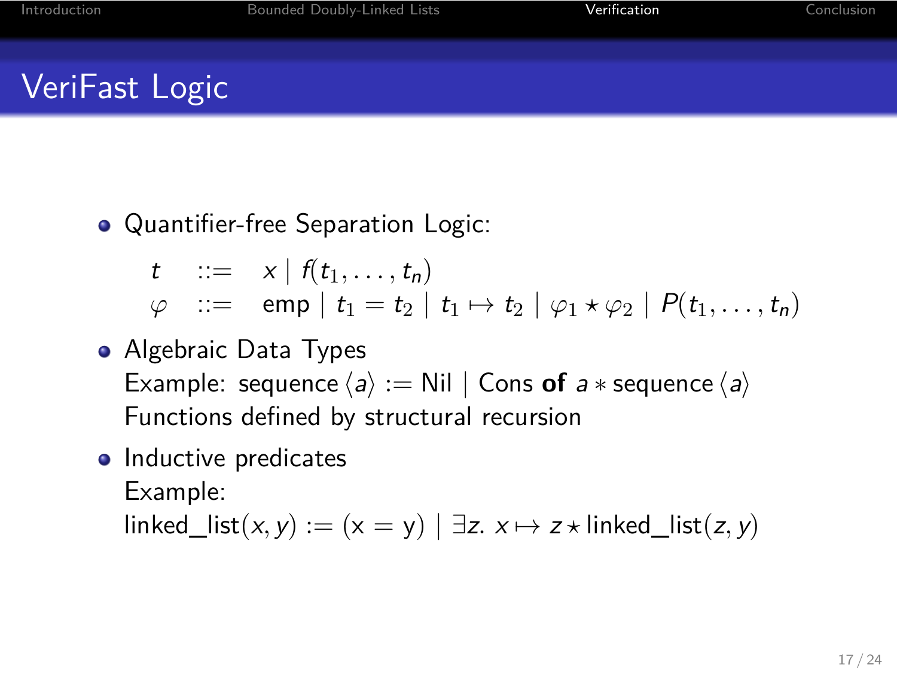# VeriFast Logic

- Quantifier-free Separation Logic:

$$
\begin{array}{lcl}
t & ::= & x \mid f(t_1, \ldots, t_n) \\
\varphi & ::= & \mathsf{emp} \mid t_1 = t_2 \mid t_1 \mapsto t_2 \mid \varphi_1 \star \varphi_2 \mid P(t_1, \ldots, t_n)
\end{array}
$$

- Algebraic Data Types

  Example: sequence $\langle a \rangle$ := Nil | Cons **of** $a *$ sequence $\langle a \rangle$

  Functions defined by structural recursion

- Inductive predicates

  Example:

  linked_list$(x, y)$ := (x = y) | $\exists z.\ x \mapsto z \star$ linked_list$(z, y)$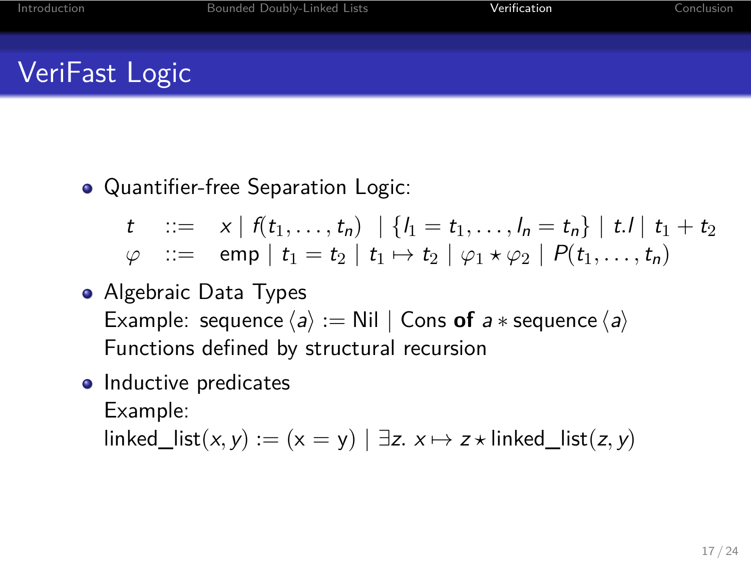# VeriFast Logic

- Quantifier-free Separation Logic:

$$
\begin{array}{lcl}
t & ::= & x \mid f(t_1, \ldots, t_n) \mid \{l_1 = t_1, \ldots, l_n = t_n\} \mid t.l \mid t_1 + t_2 \\
\varphi & ::= & \text{emp} \mid t_1 = t_2 \mid t_1 \mapsto t_2 \mid \varphi_1 \star \varphi_2 \mid P(t_1, \ldots, t_n)
\end{array}
$$

- Algebraic Data Types
  Example: sequence $\langle a \rangle$ := Nil | Cons **of** $a$ * sequence $\langle a \rangle$
  Functions defined by structural recursion
- Inductive predicates
  Example:
  $\text{linked\_list}(x, y) := (\text{x} = \text{y}) \mid \exists z.\ x \mapsto z \star \text{linked\_list}(z, y)$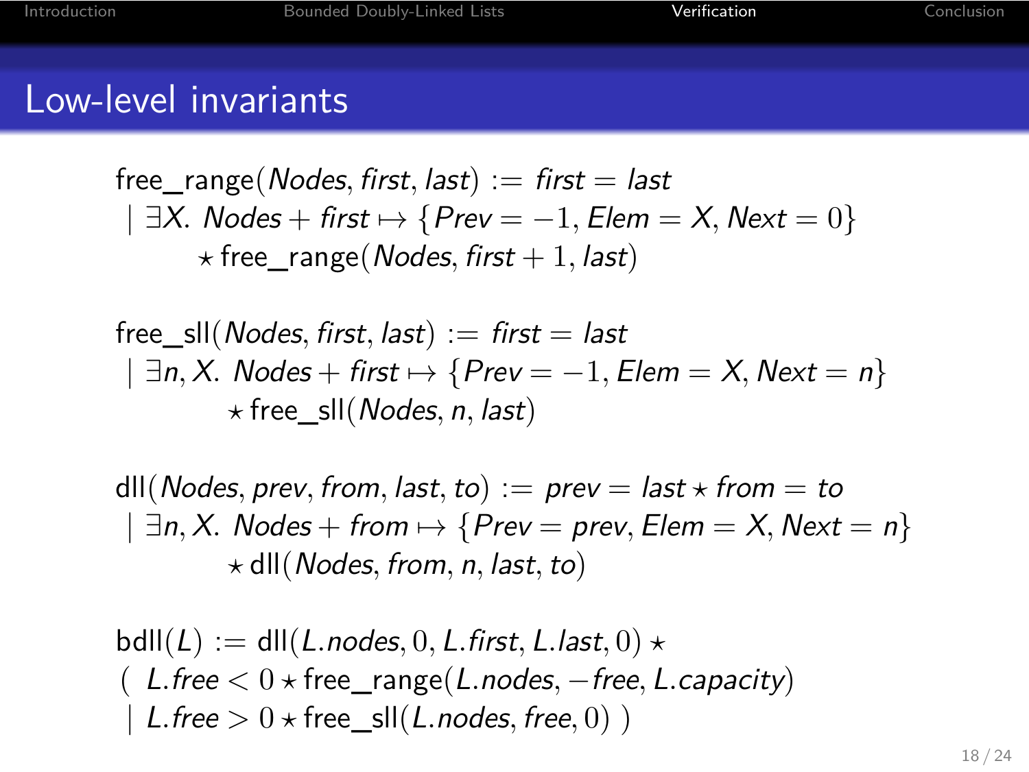# Low-level invariants

$$
\begin{aligned}
\text{free\_range}(\mathit{Nodes}, \mathit{first}, \mathit{last}) :=\ & \mathit{first} = \mathit{last} \\
\mid\ & \exists X.\ \mathit{Nodes} + \mathit{first} \mapsto \{\mathit{Prev} = -1, \mathit{Elem} = X, \mathit{Next} = 0\} \\
& \quad \star\, \text{free\_range}(\mathit{Nodes}, \mathit{first} + 1, \mathit{last})
\end{aligned}
$$

$$
\begin{aligned}
\text{free\_sll}(\mathit{Nodes}, \mathit{first}, \mathit{last}) :=\ & \mathit{first} = \mathit{last} \\
\mid\ & \exists n, X.\ \mathit{Nodes} + \mathit{first} \mapsto \{\mathit{Prev} = -1, \mathit{Elem} = X, \mathit{Next} = n\} \\
& \quad \star\, \text{free\_sll}(\mathit{Nodes}, n, \mathit{last})
\end{aligned}
$$

$$
\begin{aligned}
\text{dll}(\mathit{Nodes}, \mathit{prev}, \mathit{from}, \mathit{last}, \mathit{to}) :=\ & \mathit{prev} = \mathit{last} \star \mathit{from} = \mathit{to} \\
\mid\ & \exists n, X.\ \mathit{Nodes} + \mathit{from} \mapsto \{\mathit{Prev} = \mathit{prev}, \mathit{Elem} = X, \mathit{Next} = n\} \\
& \quad \star\, \text{dll}(\mathit{Nodes}, \mathit{from}, n, \mathit{last}, \mathit{to})
\end{aligned}
$$

$$
\begin{aligned}
\text{bdll}(L) :=\ & \text{dll}(L.\mathit{nodes}, 0, L.\mathit{first}, L.\mathit{last}, 0) \star \\
(\ & L.\mathit{free} < 0 \star \text{free\_range}(L.\mathit{nodes}, -\mathit{free}, L.\mathit{capacity}) \\
\mid\ & L.\mathit{free} > 0 \star \text{free\_sll}(L.\mathit{nodes}, \mathit{free}, 0)\ )
\end{aligned}
$$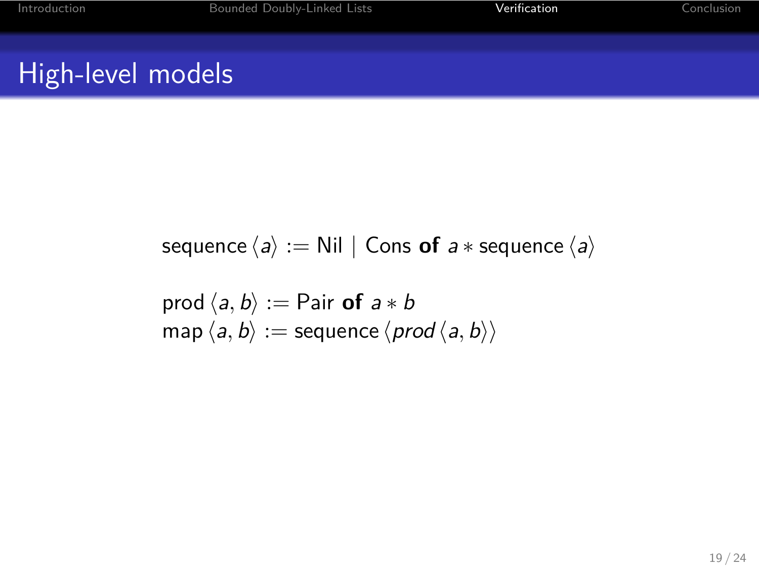## High-level models

$$\text{sequence}\,\langle a \rangle := \text{Nil} \mid \text{Cons } \textbf{of } a * \text{sequence}\,\langle a \rangle$$

$$\text{prod}\,\langle a, b \rangle := \text{Pair } \textbf{of } a * b$$
$$\text{map}\,\langle a, b \rangle := \text{sequence}\,\langle \textit{prod}\,\langle a, b \rangle \rangle$$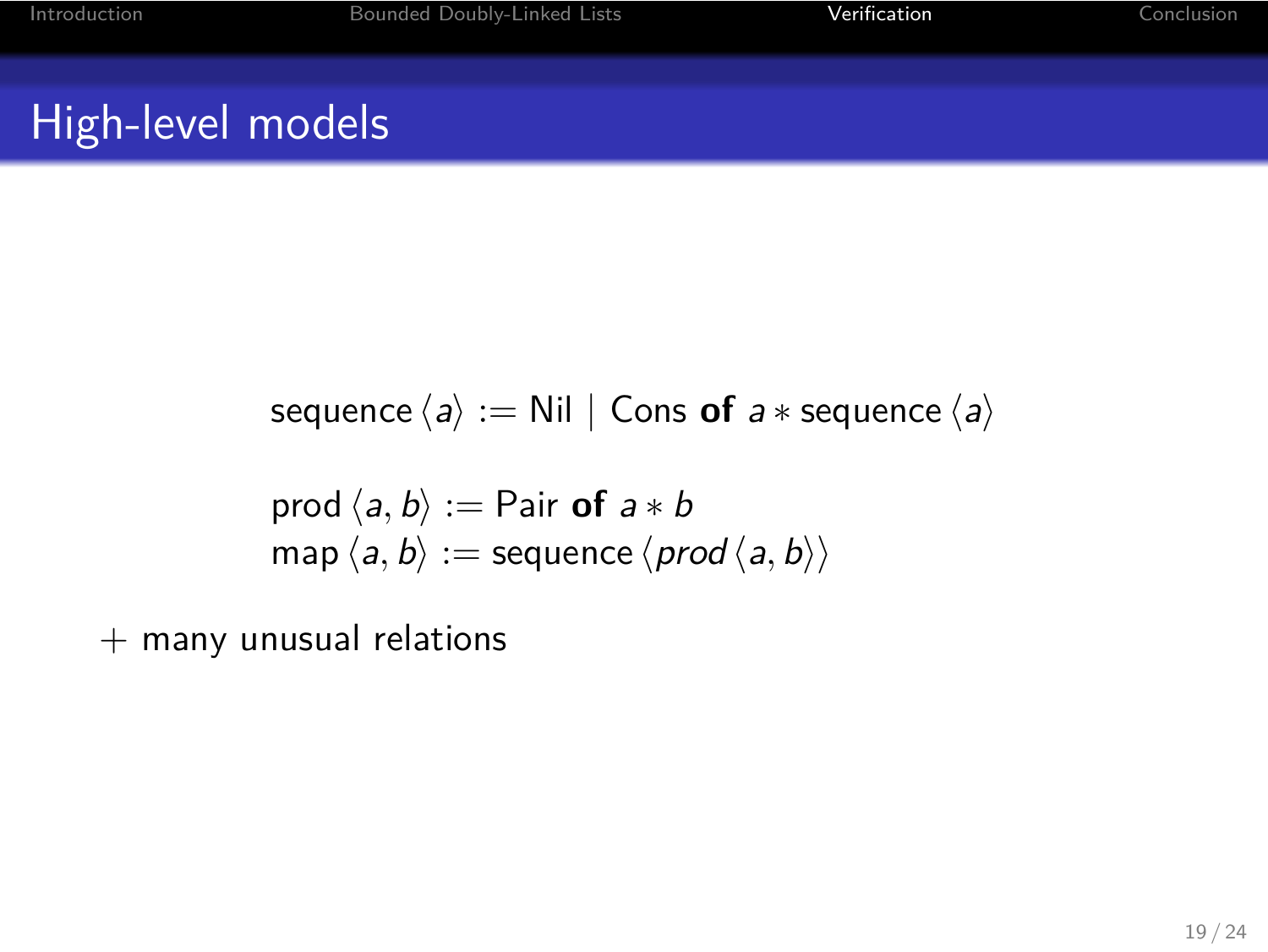## High-level models

$$\text{sequence}\,\langle a \rangle := \text{Nil} \mid \text{Cons } \textbf{of } a * \text{sequence}\,\langle a \rangle$$

$$\text{prod}\,\langle a, b \rangle := \text{Pair } \textbf{of } a * b$$
$$\text{map}\,\langle a, b \rangle := \text{sequence}\,\langle \textit{prod}\,\langle a, b \rangle \rangle$$

+ many unusual relations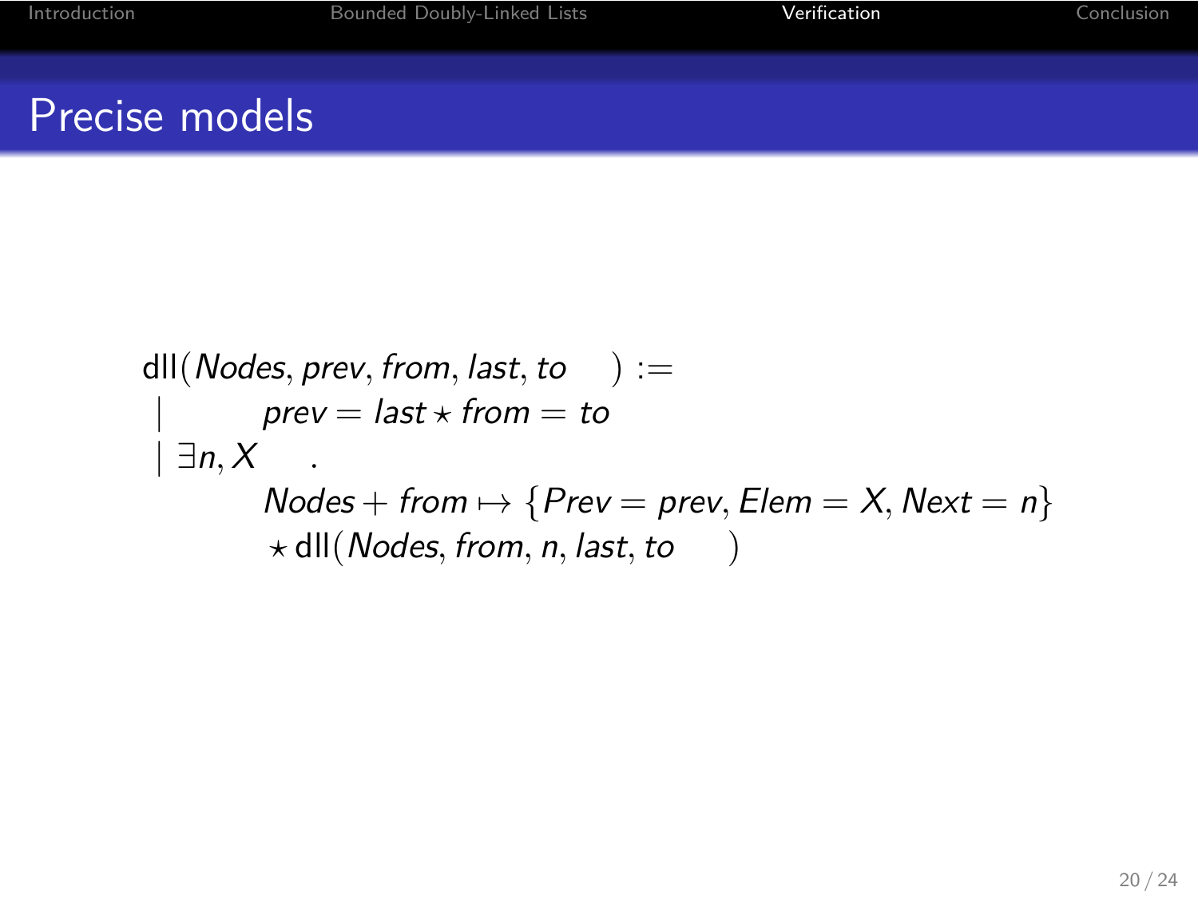## Precise models

$$
\begin{aligned}
&\mathrm{dll}(\mathit{Nodes}, \mathit{prev}, \mathit{from}, \mathit{last}, \mathit{to}\quad) := \\
&\mid \qquad \mathit{prev} = \mathit{last} \star \mathit{from} = \mathit{to} \\
&\mid \exists n, X \quad . \\
&\qquad\quad \mathit{Nodes} + \mathit{from} \mapsto \{\mathit{Prev} = \mathit{prev}, \mathit{Elem} = X, \mathit{Next} = n\} \\
&\qquad\quad \star\, \mathrm{dll}(\mathit{Nodes}, \mathit{from}, n, \mathit{last}, \mathit{to}\quad)
\end{aligned}
$$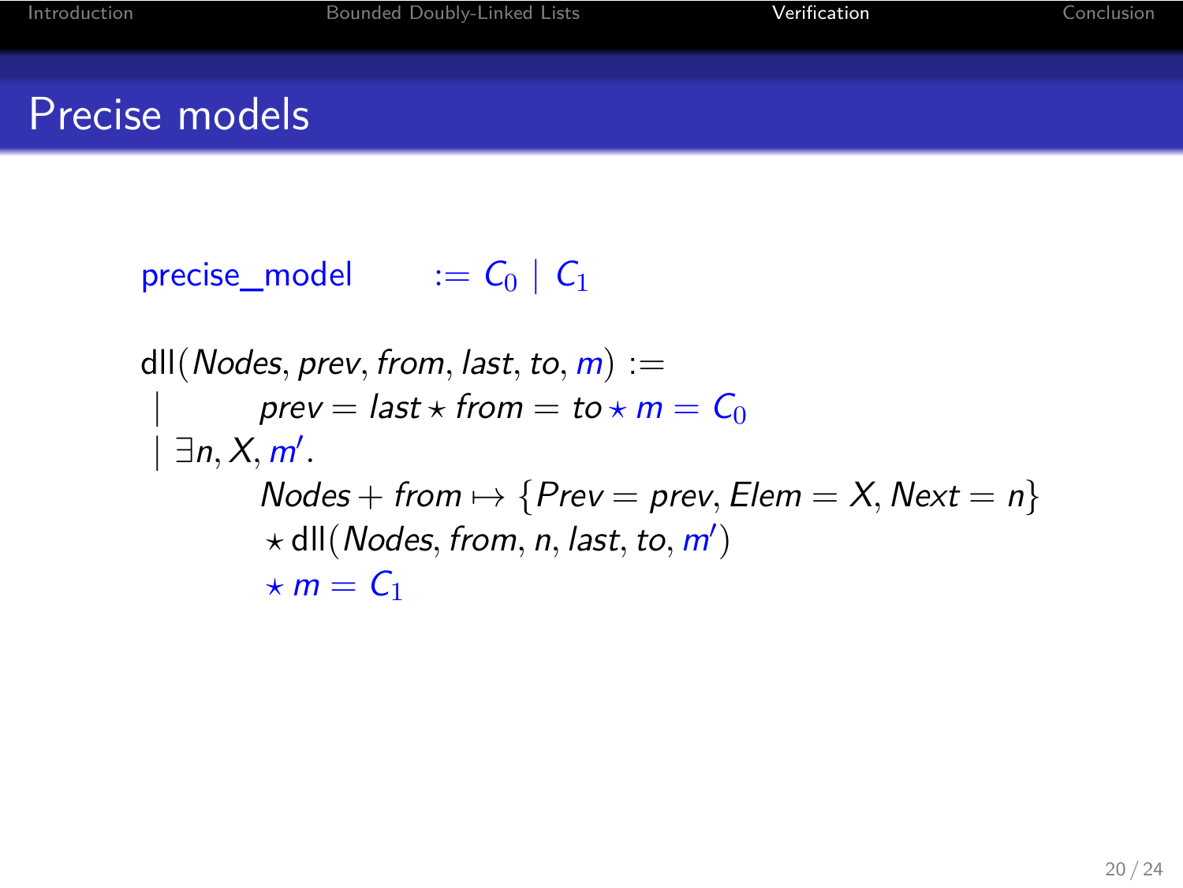# Precise models

$$\text{precise\_model} \quad := C_0 \mid C_1$$

$$
\begin{array}{l}
\text{dll}(Nodes, prev, from, last, to, m) := \\
\mid \quad\quad prev = last \star from = to \star m = C_0 \\
\mid \; \exists n, X, m'. \\
\quad\quad Nodes + from \mapsto \{Prev = prev, Elem = X, Next = n\} \\
\quad\quad \star\, \text{dll}(Nodes, from, n, last, to, m') \\
\quad\quad \star\, m = C_1
\end{array}
$$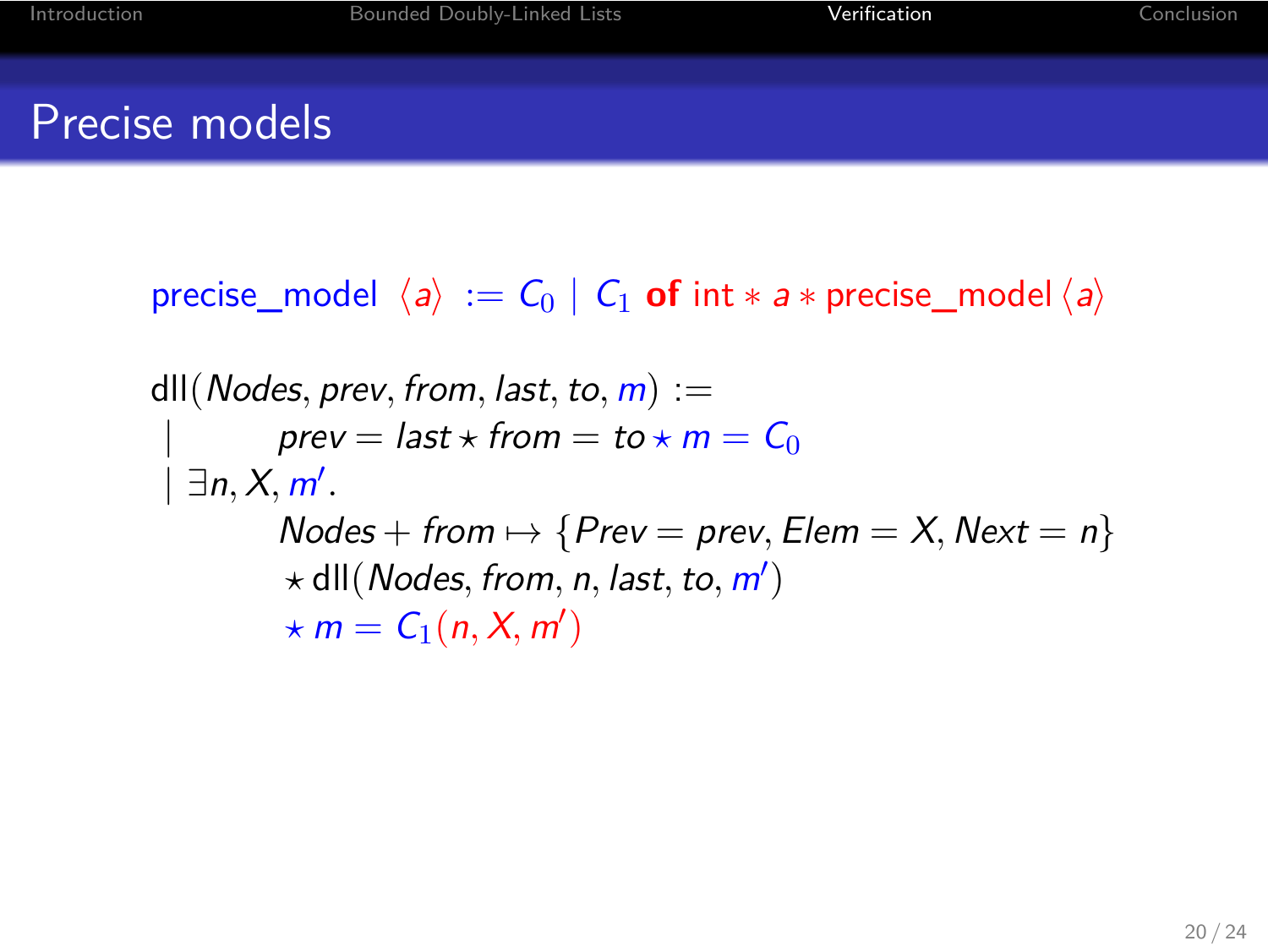# Precise models

$$\text{precise\_model } \langle a \rangle \ := C_0 \mid C_1 \ \textbf{of} \ \text{int} * a * \text{precise\_model} \langle a \rangle$$

$$
\begin{array}{l}
\text{dll}(\mathit{Nodes}, \mathit{prev}, \mathit{from}, \mathit{last}, \mathit{to}, m) := \\
\mid \qquad \mathit{prev} = \mathit{last} \star \mathit{from} = \mathit{to} \star m = C_0 \\
\mid \exists n, X, m'. \\
\qquad \mathit{Nodes} + \mathit{from} \mapsto \{\mathit{Prev} = \mathit{prev}, \mathit{Elem} = X, \mathit{Next} = n\} \\
\qquad \star \, \text{dll}(\mathit{Nodes}, \mathit{from}, n, \mathit{last}, \mathit{to}, m') \\
\qquad \star \, m = C_1(n, X, m')
\end{array}
$$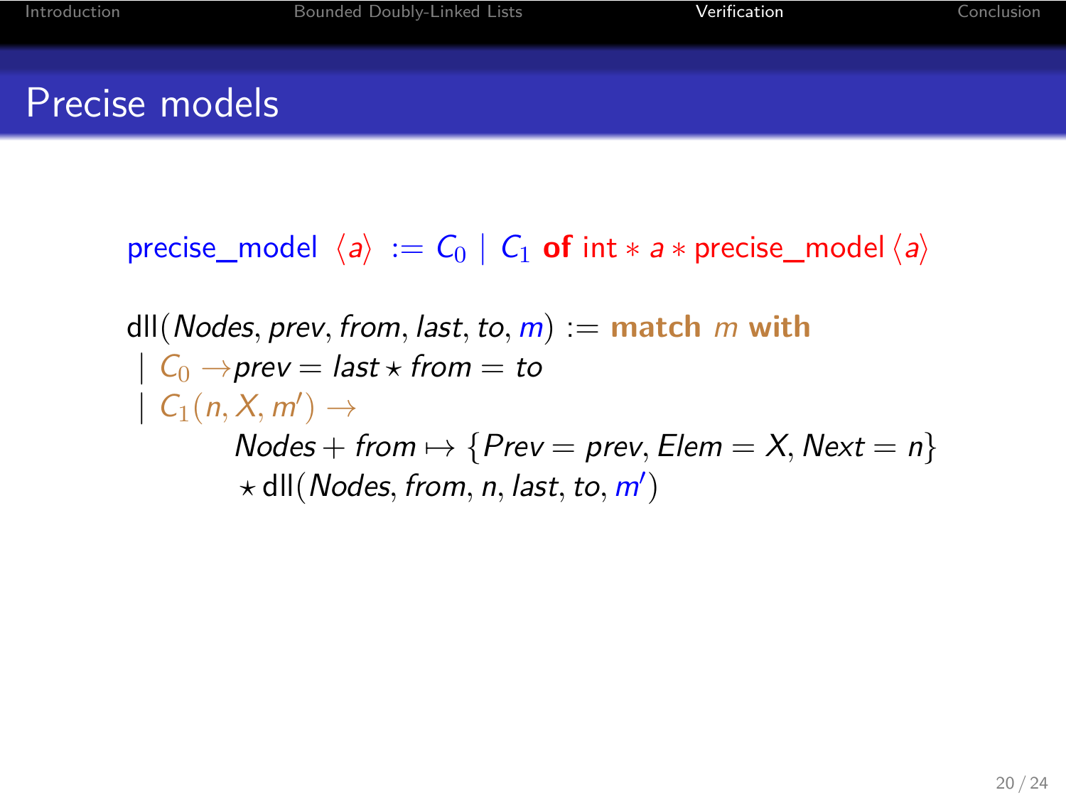# Precise models

$$\text{precise\_model } \langle a \rangle \; := C_0 \mid C_1 \textbf{ of } \text{int} * a * \text{precise\_model} \, \langle a \rangle$$

$$
\begin{aligned}
&\text{dll}(\mathit{Nodes}, \mathit{prev}, \mathit{from}, \mathit{last}, \mathit{to}, m) := \textbf{match } m \textbf{ with} \\
&\mid C_0 \rightarrow \mathit{prev} = \mathit{last} \star \mathit{from} = \mathit{to} \\
&\mid C_1(n, X, m') \rightarrow \\
&\qquad \mathit{Nodes} + \mathit{from} \mapsto \{\mathit{Prev} = \mathit{prev}, \mathit{Elem} = X, \mathit{Next} = n\} \\
&\qquad \star \, \text{dll}(\mathit{Nodes}, \mathit{from}, n, \mathit{last}, \mathit{to}, m')
\end{aligned}
$$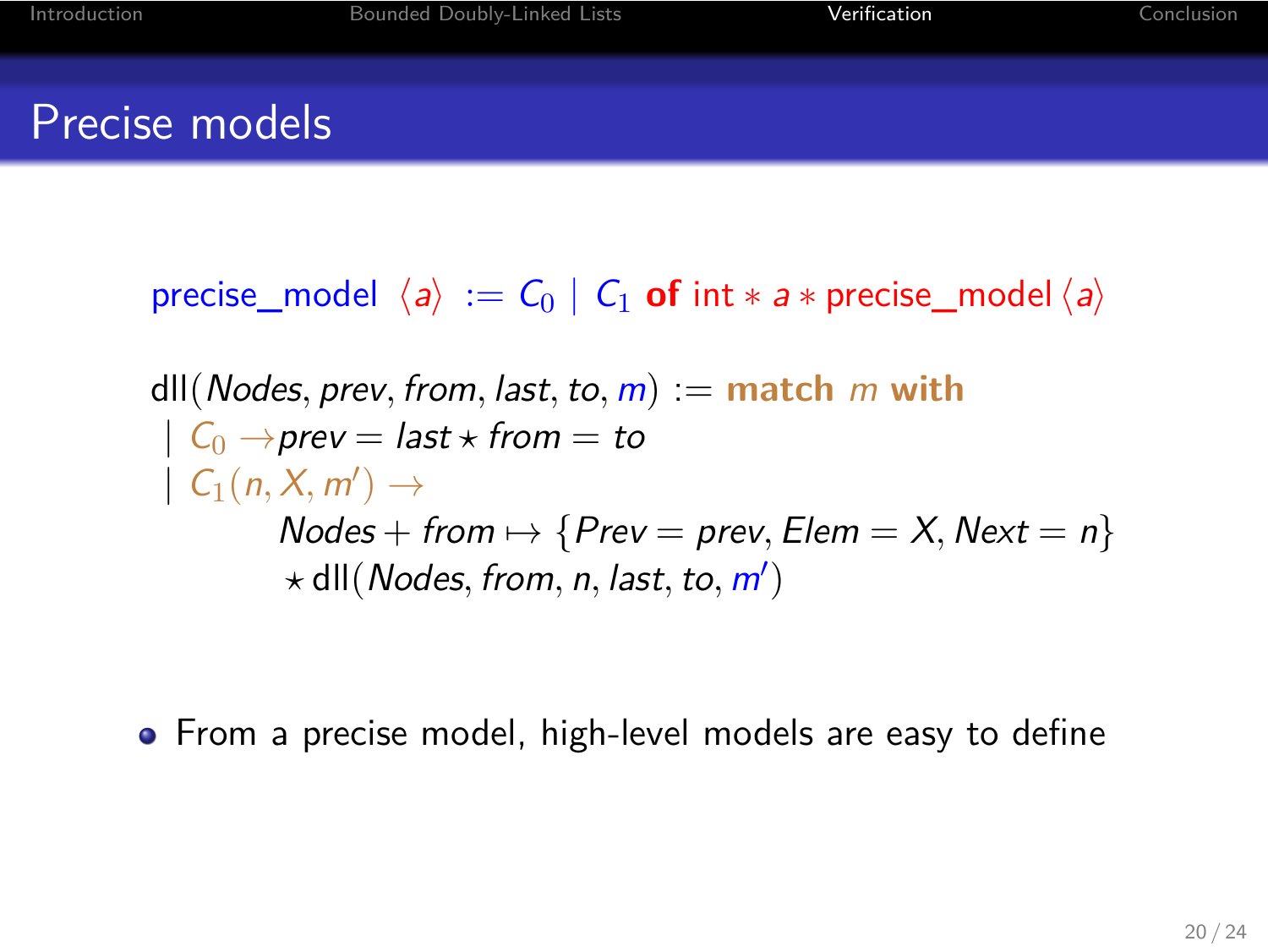# Precise models

$$\text{precise\_model } \langle a \rangle \;:=\; C_0 \mid C_1 \textbf{ of } \text{int} * a * \text{precise\_model } \langle a \rangle$$

$$
\begin{array}{l}
\text{dll}(\textit{Nodes}, \textit{prev}, \textit{from}, \textit{last}, \textit{to}, m) := \textbf{match } m \textbf{ with} \\
\mid C_0 \rightarrow \textit{prev} = \textit{last} \star \textit{from} = \textit{to} \\
\mid C_1(n, X, m') \rightarrow \\
\qquad \textit{Nodes} + \textit{from} \mapsto \{\textit{Prev} = \textit{prev}, \textit{Elem} = X, \textit{Next} = n\} \\
\qquad \star\, \text{dll}(\textit{Nodes}, \textit{from}, n, \textit{last}, \textit{to}, m')
\end{array}
$$

- From a precise model, high-level models are easy to define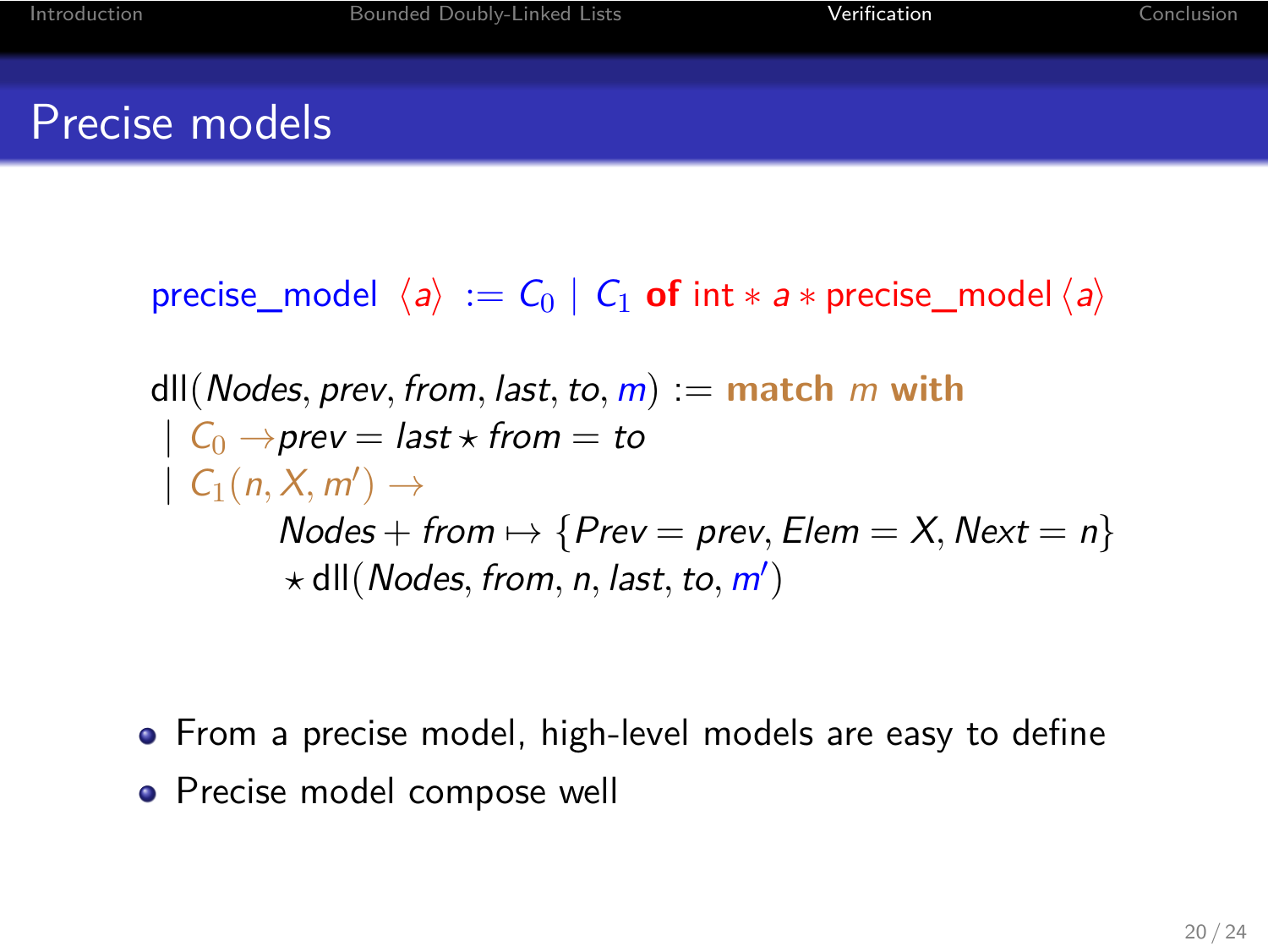# Precise models

$$\text{precise\_model}\ \langle a \rangle\ := C_0 \mid C_1\ \textbf{of}\ \text{int} * a * \text{precise\_model}\ \langle a \rangle$$

$$
\begin{aligned}
&\text{dll}(\mathit{Nodes}, \mathit{prev}, \mathit{from}, \mathit{last}, \mathit{to}, m) := \textbf{match}\ m\ \textbf{with} \\
&\mid C_0 \rightarrow \mathit{prev} = \mathit{last} \star \mathit{from} = \mathit{to} \\
&\mid C_1(n, X, m') \rightarrow \\
&\qquad \mathit{Nodes} + \mathit{from} \mapsto \{\mathit{Prev} = \mathit{prev}, \mathit{Elem} = X, \mathit{Next} = n\} \\
&\qquad \star\, \text{dll}(\mathit{Nodes}, \mathit{from}, n, \mathit{last}, \mathit{to}, m')
\end{aligned}
$$

- From a precise model, high-level models are easy to define
- Precise model compose well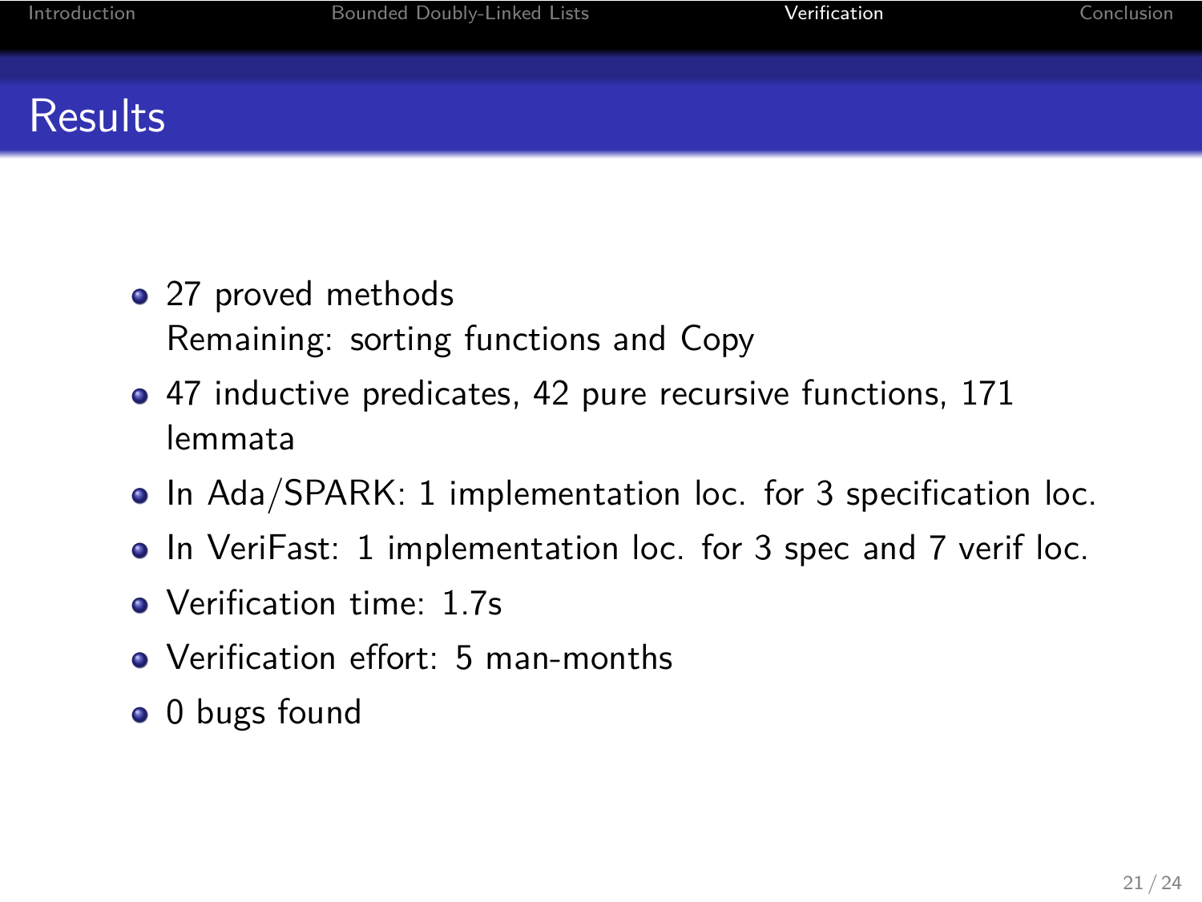# Results

- 27 proved methods
  Remaining: sorting functions and Copy
- 47 inductive predicates, 42 pure recursive functions, 171 lemmata
- In Ada/SPARK: 1 implementation loc. for 3 specification loc.
- In VeriFast: 1 implementation loc. for 3 spec and 7 verif loc.
- Verification time: 1.7s
- Verification effort: 5 man-months
- 0 bugs found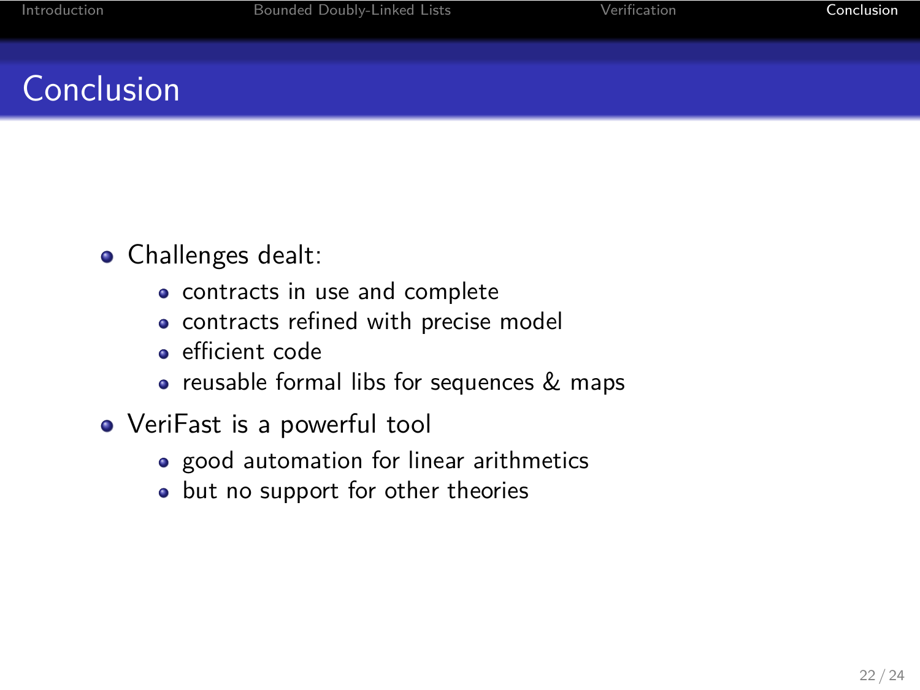# Conclusion

- Challenges dealt:
  - contracts in use and complete
  - contracts refined with precise model
  - efficient code
  - reusable formal libs for sequences & maps
- VeriFast is a powerful tool
  - good automation for linear arithmetics
  - but no support for other theories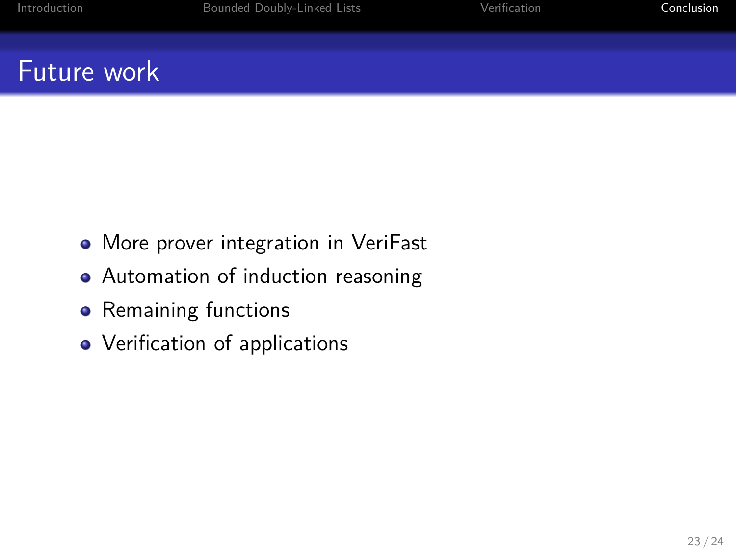# Future work

- More prover integration in VeriFast
- Automation of induction reasoning
- Remaining functions
- Verification of applications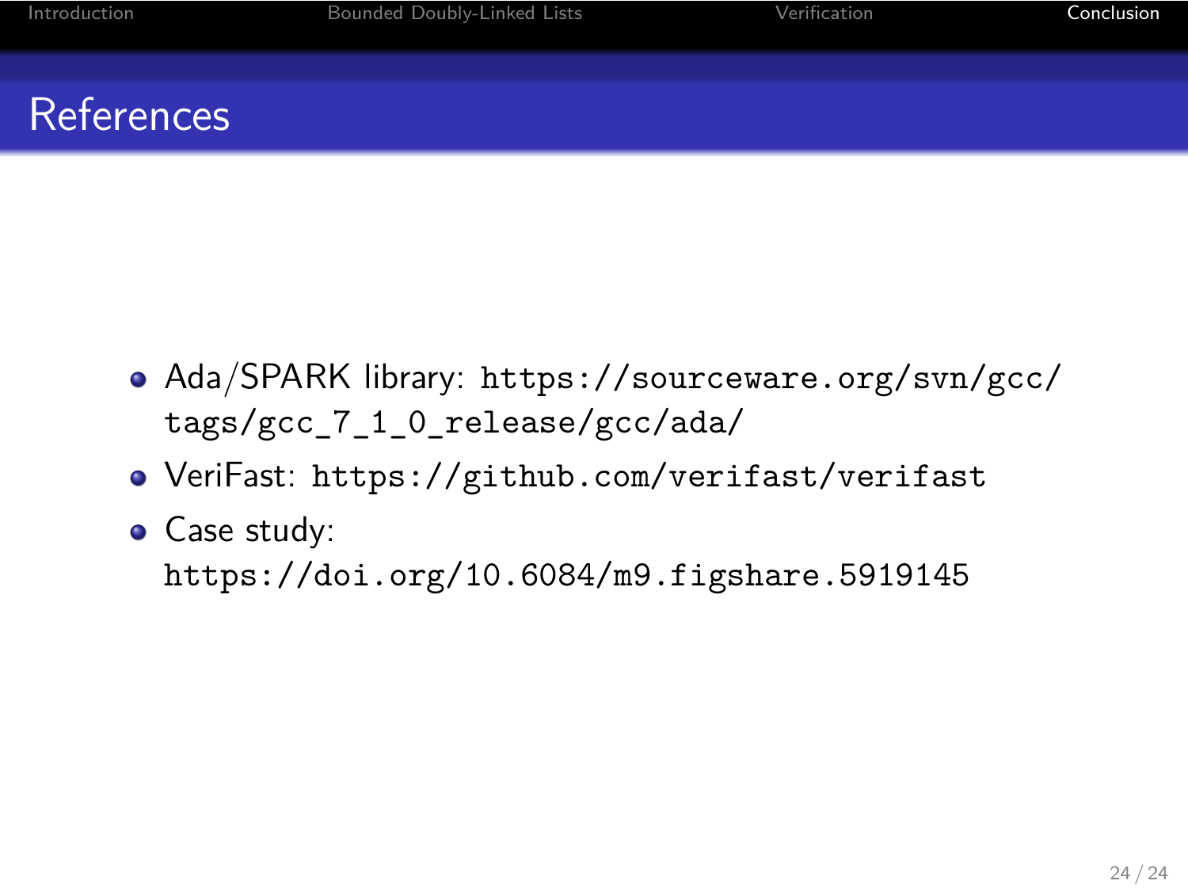# References

- Ada/SPARK library: `https://sourceware.org/svn/gcc/tags/gcc_7_1_0_release/gcc/ada/`
- VeriFast: `https://github.com/verifast/verifast`
- Case study: `https://doi.org/10.6084/m9.figshare.5919145`